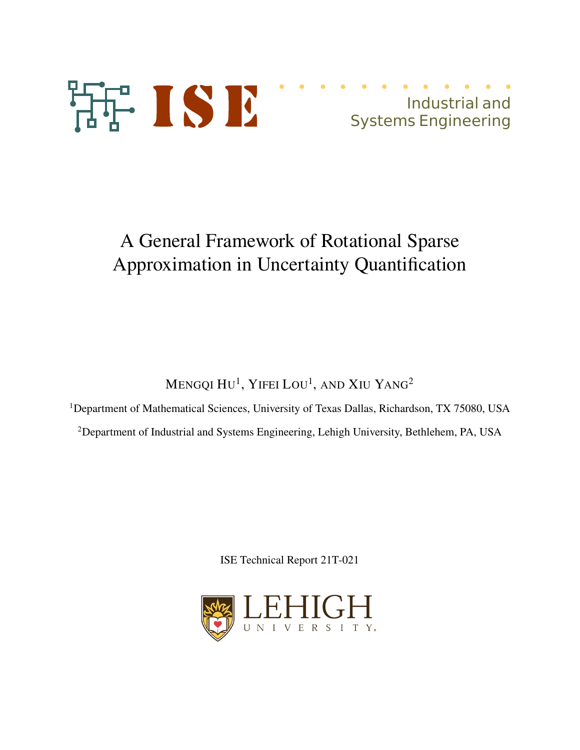ISE

Industrial and Systems Engineering

# A General Framework of Rotational Sparse Approximation in Uncertainty Quantification

MENGQI HU[1], YIFEI LOU[1], AND XIU YANG[2]

[1]Department of Mathematical Sciences, University of Texas Dallas, Richardson, TX 75080, USA

[2]Department of Industrial and Systems Engineering, Lehigh University, Bethlehem, PA, USA

ISE Technical Report 21T-021

LEHIGH UNIVERSITY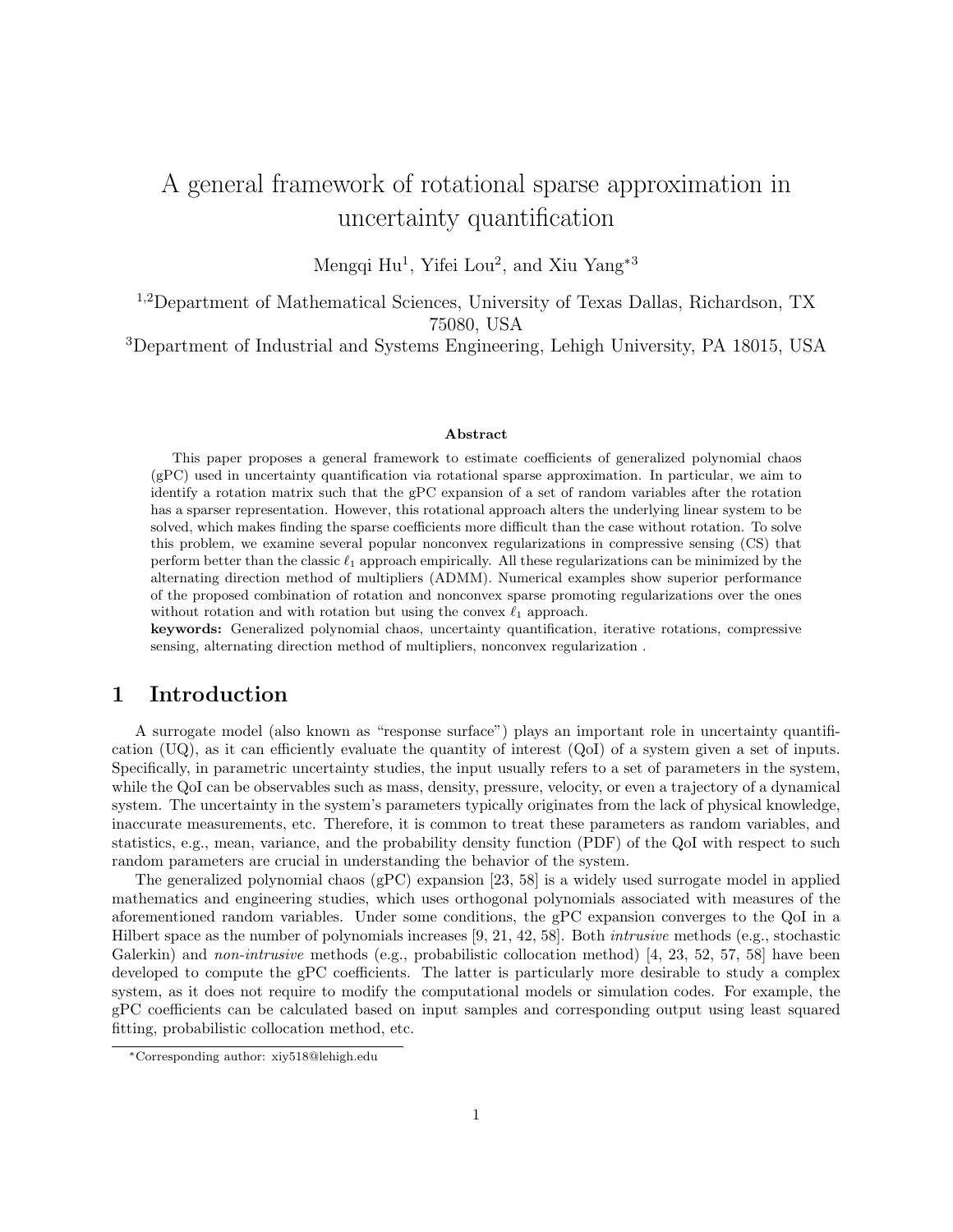# A general framework of rotational sparse approximation in uncertainty quantification

Mengqi Hu[1], Yifei Lou[2], and Xiu Yang*[3]

[1,2]Department of Mathematical Sciences, University of Texas Dallas, Richardson, TX 75080, USA

[3]Department of Industrial and Systems Engineering, Lehigh University, PA 18015, USA

### Abstract

This paper proposes a general framework to estimate coefficients of generalized polynomial chaos (gPC) used in uncertainty quantification via rotational sparse approximation. In particular, we aim to identify a rotation matrix such that the gPC expansion of a set of random variables after the rotation has a sparser representation. However, this rotational approach alters the underlying linear system to be solved, which makes finding the sparse coefficients more difficult than the case without rotation. To solve this problem, we examine several popular nonconvex regularizations in compressive sensing (CS) that perform better than the classic $\ell_1$ approach empirically. All these regularizations can be minimized by the alternating direction method of multipliers (ADMM). Numerical examples show superior performance of the proposed combination of rotation and nonconvex sparse promoting regularizations over the ones without rotation and with rotation but using the convex $\ell_1$ approach.

**keywords:** Generalized polynomial chaos, uncertainty quantification, iterative rotations, compressive sensing, alternating direction method of multipliers, nonconvex regularization .

## 1 Introduction

A surrogate model (also known as "response surface") plays an important role in uncertainty quantification (UQ), as it can efficiently evaluate the quantity of interest (QoI) of a system given a set of inputs. Specifically, in parametric uncertainty studies, the input usually refers to a set of parameters in the system, while the QoI can be observables such as mass, density, pressure, velocity, or even a trajectory of a dynamical system. The uncertainty in the system's parameters typically originates from the lack of physical knowledge, inaccurate measurements, etc. Therefore, it is common to treat these parameters as random variables, and statistics, e.g., mean, variance, and the probability density function (PDF) of the QoI with respect to such random parameters are crucial in understanding the behavior of the system.

The generalized polynomial chaos (gPC) expansion [23, 58] is a widely used surrogate model in applied mathematics and engineering studies, which uses orthogonal polynomials associated with measures of the aforementioned random variables. Under some conditions, the gPC expansion converges to the QoI in a Hilbert space as the number of polynomials increases [9, 21, 42, 58]. Both *intrusive* methods (e.g., stochastic Galerkin) and *non-intrusive* methods (e.g., probabilistic collocation method) [4, 23, 52, 57, 58] have been developed to compute the gPC coefficients. The latter is particularly more desirable to study a complex system, as it does not require to modify the computational models or simulation codes. For example, the gPC coefficients can be calculated based on input samples and corresponding output using least squared fitting, probabilistic collocation method, etc.

*Corresponding author: xiy518@lehigh.edu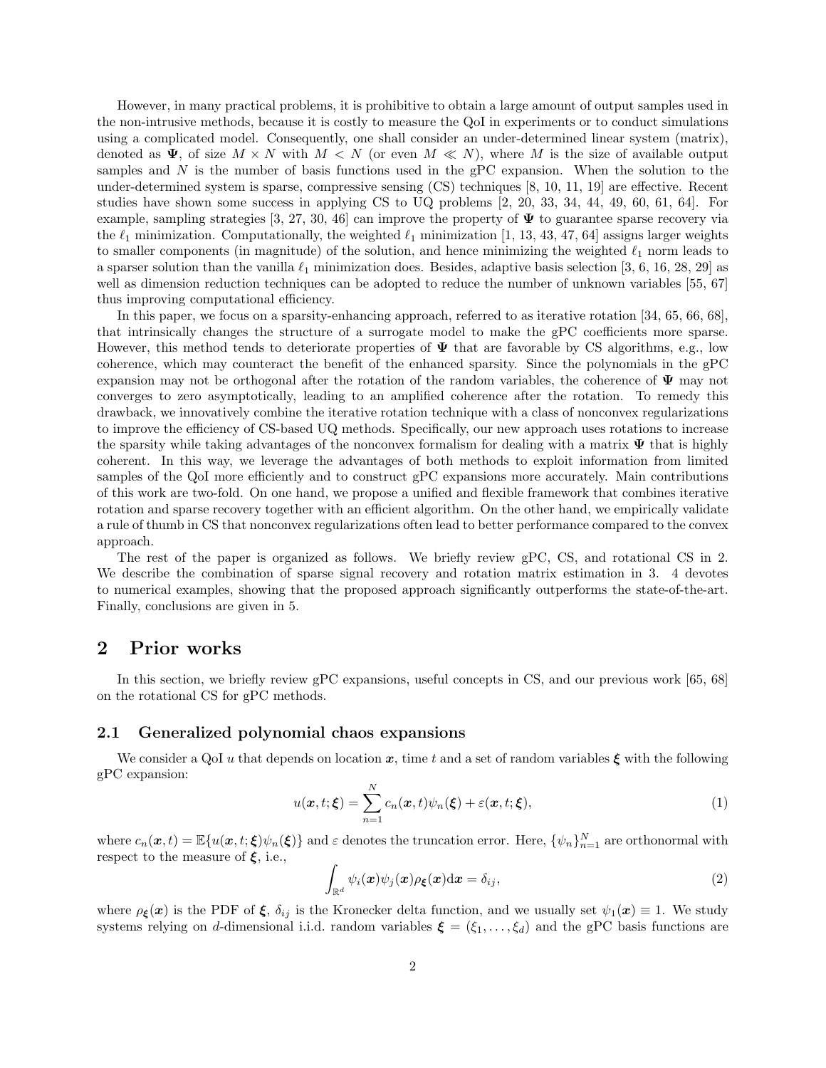However, in many practical problems, it is prohibitive to obtain a large amount of output samples used in the non-intrusive methods, because it is costly to measure the QoI in experiments or to conduct simulations using a complicated model. Consequently, one shall consider an under-determined linear system (matrix), denoted as $\mathbf{\Psi}$, of size $M \times N$ with $M < N$ (or even $M \ll N$), where $M$ is the size of available output samples and $N$ is the number of basis functions used in the gPC expansion. When the solution to the under-determined system is sparse, compressive sensing (CS) techniques [8, 10, 11, 19] are effective. Recent studies have shown some success in applying CS to UQ problems [2, 20, 33, 34, 44, 49, 60, 61, 64]. For example, sampling strategies [3, 27, 30, 46] can improve the property of $\mathbf{\Psi}$ to guarantee sparse recovery via the $\ell_1$ minimization. Computationally, the weighted $\ell_1$ minimization [1, 13, 43, 47, 64] assigns larger weights to smaller components (in magnitude) of the solution, and hence minimizing the weighted $\ell_1$ norm leads to a sparser solution than the vanilla $\ell_1$ minimization does. Besides, adaptive basis selection [3, 6, 16, 28, 29] as well as dimension reduction techniques can be adopted to reduce the number of unknown variables [55, 67] thus improving computational efficiency.

In this paper, we focus on a sparsity-enhancing approach, referred to as iterative rotation [34, 65, 66, 68], that intrinsically changes the structure of a surrogate model to make the gPC coefficients more sparse. However, this method tends to deteriorate properties of $\mathbf{\Psi}$ that are favorable by CS algorithms, e.g., low coherence, which may counteract the benefit of the enhanced sparsity. Since the polynomials in the gPC expansion may not be orthogonal after the rotation of the random variables, the coherence of $\mathbf{\Psi}$ may not converges to zero asymptotically, leading to an amplified coherence after the rotation. To remedy this drawback, we innovatively combine the iterative rotation technique with a class of nonconvex regularizations to improve the efficiency of CS-based UQ methods. Specifically, our new approach uses rotations to increase the sparsity while taking advantages of the nonconvex formalism for dealing with a matrix $\mathbf{\Psi}$ that is highly coherent. In this way, we leverage the advantages of both methods to exploit information from limited samples of the QoI more efficiently and to construct gPC expansions more accurately. Main contributions of this work are two-fold. On one hand, we propose a unified and flexible framework that combines iterative rotation and sparse recovery together with an efficient algorithm. On the other hand, we empirically validate a rule of thumb in CS that nonconvex regularizations often lead to better performance compared to the convex approach.

The rest of the paper is organized as follows. We briefly review gPC, CS, and rotational CS in 2. We describe the combination of sparse signal recovery and rotation matrix estimation in 3. 4 devotes to numerical examples, showing that the proposed approach significantly outperforms the state-of-the-art. Finally, conclusions are given in 5.

## 2 Prior works

In this section, we briefly review gPC expansions, useful concepts in CS, and our previous work [65, 68] on the rotational CS for gPC methods.

### 2.1 Generalized polynomial chaos expansions

We consider a QoI $u$ that depends on location $\boldsymbol{x}$, time $t$ and a set of random variables $\boldsymbol{\xi}$ with the following gPC expansion:

$$u(\boldsymbol{x}, t; \boldsymbol{\xi}) = \sum_{n=1}^{N} c_n(\boldsymbol{x}, t)\psi_n(\boldsymbol{\xi}) + \varepsilon(\boldsymbol{x}, t; \boldsymbol{\xi}), \tag{1}$$

where $c_n(\boldsymbol{x}, t) = \mathbb{E}\{u(\boldsymbol{x}, t; \boldsymbol{\xi})\psi_n(\boldsymbol{\xi})\}$ and $\varepsilon$ denotes the truncation error. Here, $\{\psi_n\}_{n=1}^{N}$ are orthonormal with respect to the measure of $\boldsymbol{\xi}$, i.e.,

$$\int_{\mathbb{R}^d} \psi_i(\boldsymbol{x})\psi_j(\boldsymbol{x})\rho_{\boldsymbol{\xi}}(\boldsymbol{x})\mathrm{d}\boldsymbol{x} = \delta_{ij}, \tag{2}$$

where $\rho_{\boldsymbol{\xi}}(\boldsymbol{x})$ is the PDF of $\boldsymbol{\xi}$, $\delta_{ij}$ is the Kronecker delta function, and we usually set $\psi_1(\boldsymbol{x}) \equiv 1$. We study systems relying on $d$-dimensional i.i.d. random variables $\boldsymbol{\xi} = (\xi_1, \dots, \xi_d)$ and the gPC basis functions are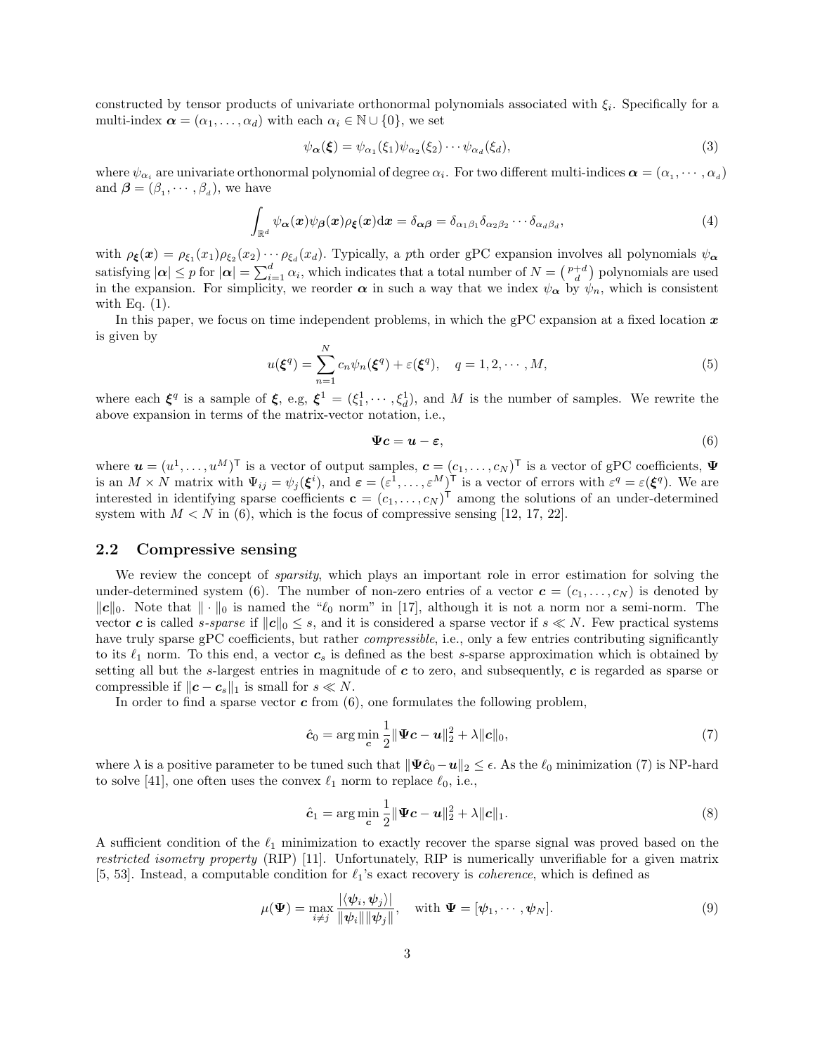constructed by tensor products of univariate orthonormal polynomials associated with $\xi_i$. Specifically for a multi-index $\boldsymbol{\alpha} = (\alpha_1, \ldots, \alpha_d)$ with each $\alpha_i \in \mathbb{N} \cup \{0\}$, we set

$$\psi_{\boldsymbol{\alpha}}(\boldsymbol{\xi}) = \psi_{\alpha_1}(\xi_1)\psi_{\alpha_2}(\xi_2)\cdots\psi_{\alpha_d}(\xi_d), \tag{3}$$

where $\psi_{\alpha_i}$ are univariate orthonormal polynomial of degree $\alpha_i$. For two different multi-indices $\boldsymbol{\alpha} = (\alpha_1, \cdots, \alpha_d)$ and $\boldsymbol{\beta} = (\beta_1, \cdots, \beta_d)$, we have

$$\int_{\mathbb{R}^d} \psi_{\boldsymbol{\alpha}}(\boldsymbol{x})\psi_{\boldsymbol{\beta}}(\boldsymbol{x})\rho_{\boldsymbol{\xi}}(\boldsymbol{x})\mathrm{d}\boldsymbol{x} = \delta_{\boldsymbol{\alpha}\boldsymbol{\beta}} = \delta_{\alpha_1\beta_1}\delta_{\alpha_2\beta_2}\cdots\delta_{\alpha_d\beta_d}, \tag{4}$$

with $\rho_{\boldsymbol{\xi}}(\boldsymbol{x}) = \rho_{\xi_1}(x_1)\rho_{\xi_2}(x_2)\cdots\rho_{\xi_d}(x_d)$. Typically, a $p$th order gPC expansion involves all polynomials $\psi_{\boldsymbol{\alpha}}$ satisfying $|\boldsymbol{\alpha}| \le p$ for $|\boldsymbol{\alpha}| = \sum_{i=1}^d \alpha_i$, which indicates that a total number of $N = \binom{p+d}{d}$ polynomials are used in the expansion. For simplicity, we reorder $\boldsymbol{\alpha}$ in such a way that we index $\psi_{\boldsymbol{\alpha}}$ by $\psi_n$, which is consistent with Eq. (1).

In this paper, we focus on time independent problems, in which the gPC expansion at a fixed location $\boldsymbol{x}$ is given by

$$u(\boldsymbol{\xi}^q) = \sum_{n=1}^N c_n\psi_n(\boldsymbol{\xi}^q) + \varepsilon(\boldsymbol{\xi}^q), \quad q = 1, 2, \cdots, M, \tag{5}$$

where each $\boldsymbol{\xi}^q$ is a sample of $\boldsymbol{\xi}$, e.g, $\boldsymbol{\xi}^1 = (\xi_1^1, \cdots, \xi_d^1)$, and $M$ is the number of samples. We rewrite the above expansion in terms of the matrix-vector notation, i.e.,

$$\boldsymbol{\Psi}\boldsymbol{c} = \boldsymbol{u} - \boldsymbol{\varepsilon}, \tag{6}$$

where $\boldsymbol{u} = (u^1, \ldots, u^M)^\intercal$ is a vector of output samples, $\boldsymbol{c} = (c_1, \ldots, c_N)^\intercal$ is a vector of gPC coefficients, $\boldsymbol{\Psi}$ is an $M \times N$ matrix with $\Psi_{ij} = \psi_j(\boldsymbol{\xi}^i)$, and $\boldsymbol{\varepsilon} = (\varepsilon^1, \ldots, \varepsilon^M)^\intercal$ is a vector of errors with $\varepsilon^q = \varepsilon(\boldsymbol{\xi}^q)$. We are interested in identifying sparse coefficients $\mathbf{c} = (c_1, \ldots, c_N)^\intercal$ among the solutions of an under-determined system with $M < N$ in (6), which is the focus of compressive sensing [12, 17, 22].

## 2.2 Compressive sensing

We review the concept of *sparsity*, which plays an important role in error estimation for solving the under-determined system (6). The number of non-zero entries of a vector $\boldsymbol{c} = (c_1, \ldots, c_N)$ is denoted by $\|\boldsymbol{c}\|_0$. Note that $\|\cdot\|_0$ is named the "$\ell_0$ norm" in [17], although it is not a norm nor a semi-norm. The vector $\boldsymbol{c}$ is called $s$-*sparse* if $\|\boldsymbol{c}\|_0 \le s$, and it is considered a sparse vector if $s \ll N$. Few practical systems have truly sparse gPC coefficients, but rather *compressible*, i.e., only a few entries contributing significantly to its $\ell_1$ norm. To this end, a vector $\boldsymbol{c}_s$ is defined as the best $s$-sparse approximation which is obtained by setting all but the $s$-largest entries in magnitude of $\boldsymbol{c}$ to zero, and subsequently, $\boldsymbol{c}$ is regarded as sparse or compressible if $\|\boldsymbol{c} - \boldsymbol{c}_s\|_1$ is small for $s \ll N$.

In order to find a sparse vector $\boldsymbol{c}$ from (6), one formulates the following problem,

$$\hat{\boldsymbol{c}}_0 = \arg\min_{\boldsymbol{c}} \frac{1}{2}\|\boldsymbol{\Psi}\boldsymbol{c} - \boldsymbol{u}\|_2^2 + \lambda\|\boldsymbol{c}\|_0, \tag{7}$$

where $\lambda$ is a positive parameter to be tuned such that $\|\boldsymbol{\Psi}\hat{\boldsymbol{c}}_0 - \boldsymbol{u}\|_2 \le \epsilon$. As the $\ell_0$ minimization (7) is NP-hard to solve [41], one often uses the convex $\ell_1$ norm to replace $\ell_0$, i.e.,

$$\hat{\boldsymbol{c}}_1 = \arg\min_{\boldsymbol{c}} \frac{1}{2}\|\boldsymbol{\Psi}\boldsymbol{c} - \boldsymbol{u}\|_2^2 + \lambda\|\boldsymbol{c}\|_1. \tag{8}$$

A sufficient condition of the $\ell_1$ minimization to exactly recover the sparse signal was proved based on the *restricted isometry property* (RIP) [11]. Unfortunately, RIP is numerically unverifiable for a given matrix [5, 53]. Instead, a computable condition for $\ell_1$'s exact recovery is *coherence*, which is defined as

$$\mu(\boldsymbol{\Psi}) = \max_{i \neq j} \frac{|\langle \boldsymbol{\psi}_i, \boldsymbol{\psi}_j \rangle|}{\|\boldsymbol{\psi}_i\|\|\boldsymbol{\psi}_j\|}, \quad \text{with } \boldsymbol{\Psi} = [\boldsymbol{\psi}_1, \cdots, \boldsymbol{\psi}_N]. \tag{9}$$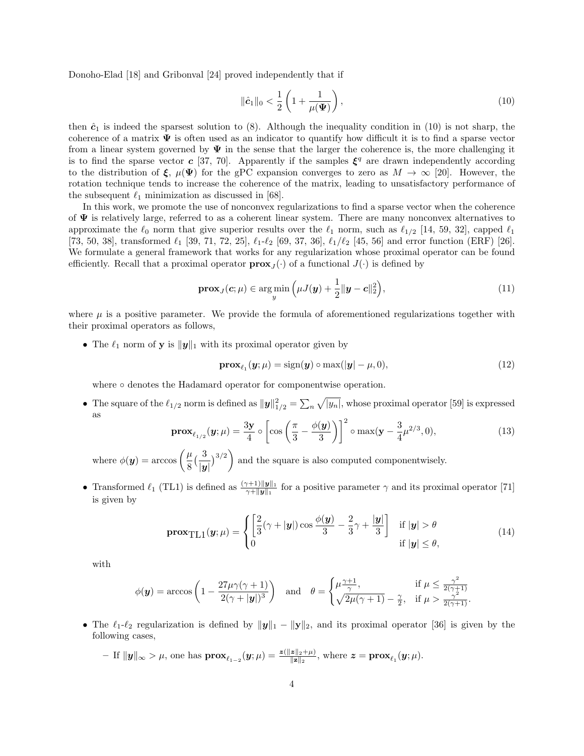Donoho-Elad [18] and Gribonval [24] proved independently that if

$$\|\hat{\boldsymbol{c}}_1\|_0 < \frac{1}{2}\left(1 + \frac{1}{\mu(\boldsymbol{\Psi})}\right), \tag{10}$$

then $\hat{\boldsymbol{c}}_1$ is indeed the sparsest solution to (8). Although the inequality condition in (10) is not sharp, the coherence of a matrix $\boldsymbol{\Psi}$ is often used as an indicator to quantify how difficult it is to find a sparse vector from a linear system governed by $\boldsymbol{\Psi}$ in the sense that the larger the coherence is, the more challenging it is to find the sparse vector $\boldsymbol{c}$ [37, 70]. Apparently if the samples $\boldsymbol{\xi}^q$ are drawn independently according to the distribution of $\boldsymbol{\xi}$, $\mu(\boldsymbol{\Psi})$ for the gPC expansion converges to zero as $M \to \infty$ [20]. However, the rotation technique tends to increase the coherence of the matrix, leading to unsatisfactory performance of the subsequent $\ell_1$ minimization as discussed in [68].

In this work, we promote the use of nonconvex regularizations to find a sparse vector when the coherence of $\boldsymbol{\Psi}$ is relatively large, referred to as a coherent linear system. There are many nonconvex alternatives to approximate the $\ell_0$ norm that give superior results over the $\ell_1$ norm, such as $\ell_{1/2}$ [14, 59, 32], capped $\ell_1$ [73, 50, 38], transformed $\ell_1$ [39, 71, 72, 25], $\ell_1$-$\ell_2$ [69, 37, 36], $\ell_1/\ell_2$ [45, 56] and error function (ERF) [26]. We formulate a general framework that works for any regularization whose proximal operator can be found efficiently. Recall that a proximal operator $\mathbf{prox}_J(\cdot)$ of a functional $J(\cdot)$ is defined by

$$\mathbf{prox}_J(\boldsymbol{c};\mu) \in \arg\min_y \left(\mu J(\boldsymbol{y}) + \frac{1}{2}\|\boldsymbol{y} - \boldsymbol{c}\|_2^2\right), \tag{11}$$

where $\mu$ is a positive parameter. We provide the formula of aforementioned regularizations together with their proximal operators as follows,

- The $\ell_1$ norm of $\mathbf{y}$ is $\|\boldsymbol{y}\|_1$ with its proximal operator given by

$$\mathbf{prox}_{\ell_1}(\boldsymbol{y};\mu) = \operatorname{sign}(\boldsymbol{y}) \circ \max(|\boldsymbol{y}| - \mu, 0), \tag{12}$$

  where $\circ$ denotes the Hadamard operator for componentwise operation.

- The square of the $\ell_{1/2}$ norm is defined as $\|\boldsymbol{y}\|_{1/2}^2 = \sum_n \sqrt{|y_n|}$, whose proximal operator [59] is expressed as

$$\mathbf{prox}_{\ell_{1/2}}(\boldsymbol{y};\mu) = \frac{3\mathbf{y}}{4} \circ \left[\cos\left(\frac{\pi}{3} - \frac{\phi(\boldsymbol{y})}{3}\right)\right]^2 \circ \max(\mathbf{y} - \frac{3}{4}\mu^{2/3}, 0), \tag{13}$$

  where $\phi(\boldsymbol{y}) = \arccos\left(\frac{\mu}{8}(\frac{3}{|\boldsymbol{y}|})^{3/2}\right)$ and the square is also computed componentwisely.

- Transformed $\ell_1$ (TL1) is defined as $\frac{(\gamma+1)\|\boldsymbol{y}\|_1}{\gamma+\|\boldsymbol{y}\|_1}$ for a positive parameter $\gamma$ and its proximal operator [71] is given by

$$\mathbf{prox}_{\text{TL1}}(\boldsymbol{y};\mu) = \begin{cases} \left[\frac{2}{3}(\gamma + |\boldsymbol{y}|)\cos\frac{\phi(\boldsymbol{y})}{3} - \frac{2}{3}\gamma + \frac{|\boldsymbol{y}|}{3}\right] & \text{if } |\boldsymbol{y}| > \theta \\ 0 & \text{if } |\boldsymbol{y}| \le \theta, \end{cases} \tag{14}$$

  with

$$\phi(\boldsymbol{y}) = \arccos\left(1 - \frac{27\mu\gamma(\gamma+1)}{2(\gamma + |\boldsymbol{y}|)^3}\right) \quad \text{and} \quad \theta = \begin{cases} \mu\frac{\gamma+1}{\gamma}, & \text{if } \mu \le \frac{\gamma^2}{2(\gamma+1)} \\ \sqrt{2\mu(\gamma+1)} - \frac{\gamma}{2}, & \text{if } \mu > \frac{\gamma^2}{2(\gamma+1)}. \end{cases}$$

- The $\ell_1$-$\ell_2$ regularization is defined by $\|\boldsymbol{y}\|_1 - \|\mathbf{y}\|_2$, and its proximal operator [36] is given by the following cases,
  - If $\|\boldsymbol{y}\|_\infty > \mu$, one has $\mathbf{prox}_{\ell_{1-2}}(\boldsymbol{y};\mu) = \frac{\boldsymbol{z}(\|\boldsymbol{z}\|_2+\mu)}{\|\boldsymbol{z}\|_2}$, where $\boldsymbol{z} = \mathbf{prox}_{\ell_1}(\boldsymbol{y};\mu)$.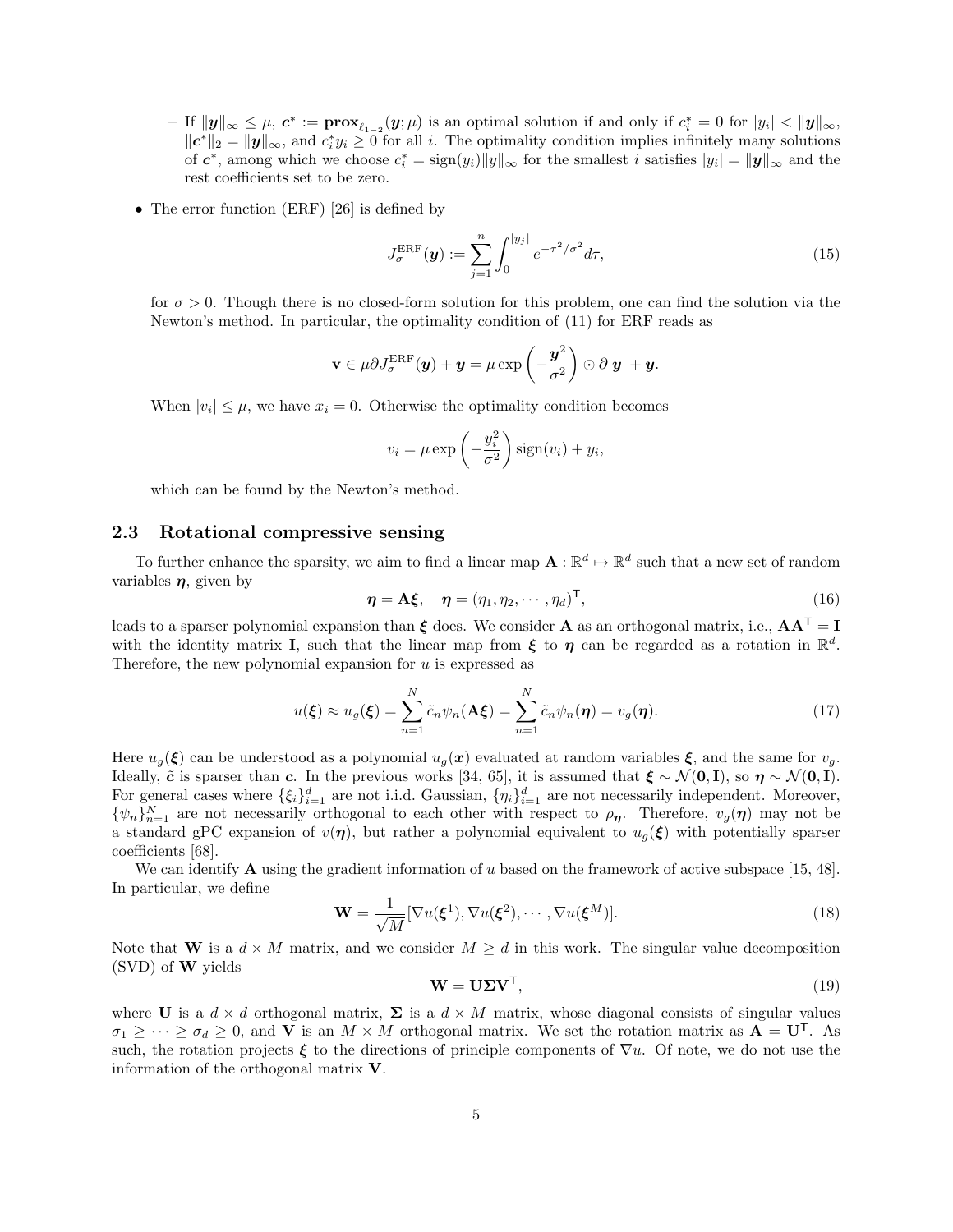- If $\|\boldsymbol{y}\|_\infty \le \mu$, $\boldsymbol{c}^* := \mathbf{prox}_{\ell_{1-2}}(\boldsymbol{y};\mu)$ is an optimal solution if and only if $c_i^* = 0$ for $|y_i| < \|\boldsymbol{y}\|_\infty$, $\|\boldsymbol{c}^*\|_2 = \|\boldsymbol{y}\|_\infty$, and $c_i^* y_i \ge 0$ for all $i$. The optimality condition implies infinitely many solutions of $\boldsymbol{c}^*$, among which we choose $c_i^* = \text{sign}(y_i)\|y\|_\infty$ for the smallest $i$ satisfies $|y_i| = \|\boldsymbol{y}\|_\infty$ and the rest coefficients set to be zero.

- The error function (ERF) [26] is defined by

$$J_\sigma^{\text{ERF}}(\boldsymbol{y}) := \sum_{j=1}^{n} \int_0^{|y_j|} e^{-\tau^2/\sigma^2} d\tau, \tag{15}$$

for $\sigma > 0$. Though there is no closed-form solution for this problem, one can find the solution via the Newton's method. In particular, the optimality condition of (11) for ERF reads as

$$\mathbf{v} \in \mu \partial J_\sigma^{\text{ERF}}(\boldsymbol{y}) + \boldsymbol{y} = \mu \exp\left(-\frac{\boldsymbol{y}^2}{\sigma^2}\right) \odot \partial|\boldsymbol{y}| + \boldsymbol{y}.$$

When $|v_i| \le \mu$, we have $x_i = 0$. Otherwise the optimality condition becomes

$$v_i = \mu \exp\left(-\frac{y_i^2}{\sigma^2}\right) \text{sign}(v_i) + y_i,$$

which can be found by the Newton's method.

## 2.3 Rotational compressive sensing

To further enhance the sparsity, we aim to find a linear map $\mathbf{A} : \mathbb{R}^d \mapsto \mathbb{R}^d$ such that a new set of random variables $\boldsymbol{\eta}$, given by

$$\boldsymbol{\eta} = \mathbf{A}\boldsymbol{\xi}, \quad \boldsymbol{\eta} = (\eta_1, \eta_2, \cdots, \eta_d)^\mathsf{T}, \tag{16}$$

leads to a sparser polynomial expansion than $\boldsymbol{\xi}$ does. We consider $\mathbf{A}$ as an orthogonal matrix, i.e., $\mathbf{A}\mathbf{A}^\mathsf{T} = \mathbf{I}$ with the identity matrix $\mathbf{I}$, such that the linear map from $\boldsymbol{\xi}$ to $\boldsymbol{\eta}$ can be regarded as a rotation in $\mathbb{R}^d$. Therefore, the new polynomial expansion for $u$ is expressed as

$$u(\boldsymbol{\xi}) \approx u_g(\boldsymbol{\xi}) = \sum_{n=1}^{N} \tilde{c}_n \psi_n(\mathbf{A}\boldsymbol{\xi}) = \sum_{n=1}^{N} \tilde{c}_n \psi_n(\boldsymbol{\eta}) = v_g(\boldsymbol{\eta}). \tag{17}$$

Here $u_g(\boldsymbol{\xi})$ can be understood as a polynomial $u_g(\boldsymbol{x})$ evaluated at random variables $\boldsymbol{\xi}$, and the same for $v_g$. Ideally, $\tilde{\boldsymbol{c}}$ is sparser than $\boldsymbol{c}$. In the previous works [34, 65], it is assumed that $\boldsymbol{\xi} \sim \mathcal{N}(\mathbf{0}, \mathbf{I})$, so $\boldsymbol{\eta} \sim \mathcal{N}(\mathbf{0}, \mathbf{I})$. For general cases where $\{\xi_i\}_{i=1}^d$ are not i.i.d. Gaussian, $\{\eta_i\}_{i=1}^d$ are not necessarily independent. Moreover, $\{\psi_n\}_{n=1}^N$ are not necessarily orthogonal to each other with respect to $\rho_{\boldsymbol{\eta}}$. Therefore, $v_g(\boldsymbol{\eta})$ may not be a standard gPC expansion of $v(\boldsymbol{\eta})$, but rather a polynomial equivalent to $u_g(\boldsymbol{\xi})$ with potentially sparser coefficients [68].

We can identify $\mathbf{A}$ using the gradient information of $u$ based on the framework of active subspace [15, 48]. In particular, we define

$$\mathbf{W} = \frac{1}{\sqrt{M}} [\nabla u(\boldsymbol{\xi}^1), \nabla u(\boldsymbol{\xi}^2), \cdots, \nabla u(\boldsymbol{\xi}^M)]. \tag{18}$$

Note that $\mathbf{W}$ is a $d \times M$ matrix, and we consider $M \ge d$ in this work. The singular value decomposition (SVD) of $\mathbf{W}$ yields

$$\mathbf{W} = \mathbf{U}\boldsymbol{\Sigma}\mathbf{V}^\mathsf{T}, \tag{19}$$

where $\mathbf{U}$ is a $d \times d$ orthogonal matrix, $\boldsymbol{\Sigma}$ is a $d \times M$ matrix, whose diagonal consists of singular values $\sigma_1 \ge \cdots \ge \sigma_d \ge 0$, and $\mathbf{V}$ is an $M \times M$ orthogonal matrix. We set the rotation matrix as $\mathbf{A} = \mathbf{U}^\mathsf{T}$. As such, the rotation projects $\boldsymbol{\xi}$ to the directions of principle components of $\nabla u$. Of note, we do not use the information of the orthogonal matrix $\mathbf{V}$.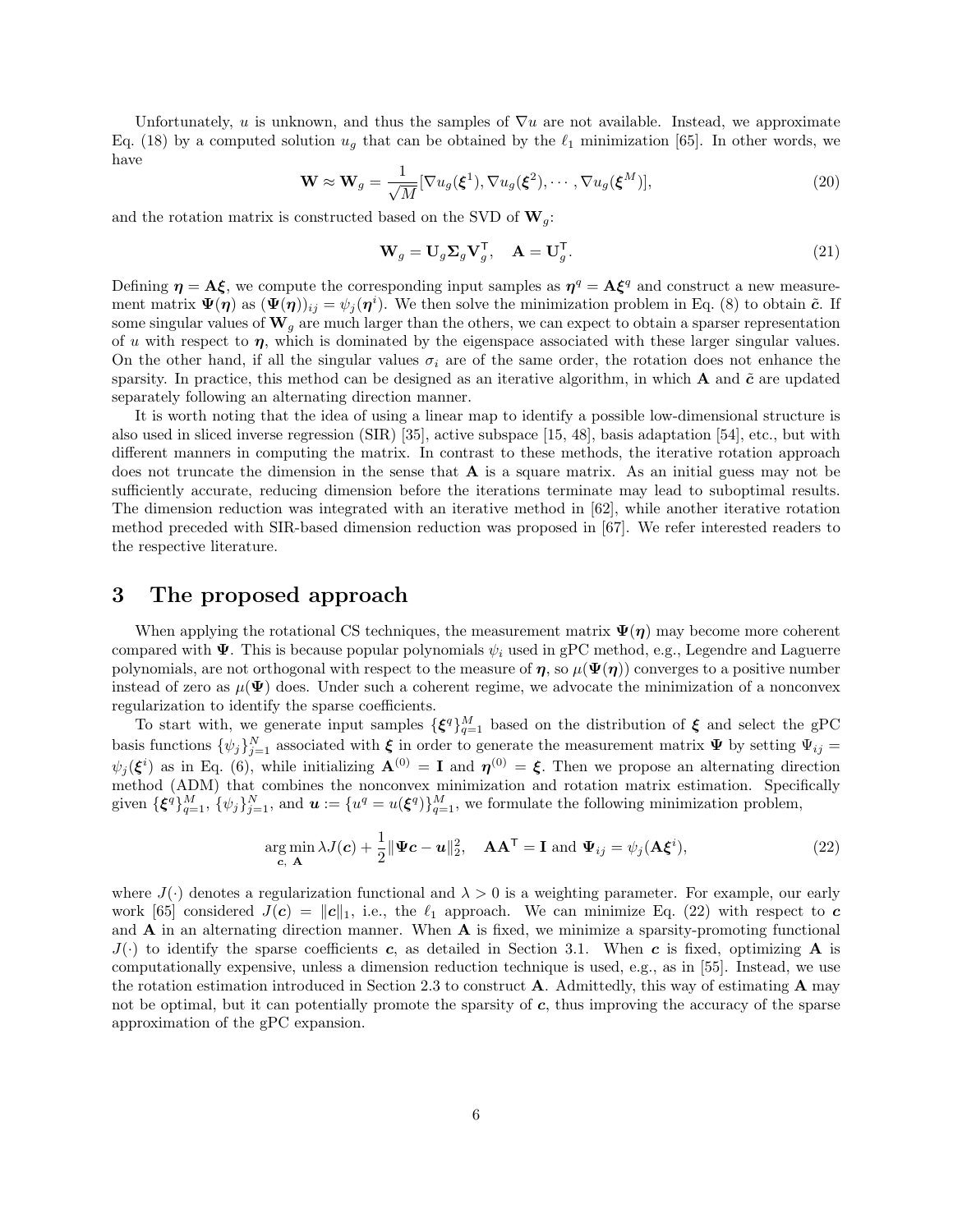Unfortunately, $u$ is unknown, and thus the samples of $\nabla u$ are not available. Instead, we approximate Eq. (18) by a computed solution $u_g$ that can be obtained by the $\ell_1$ minimization [65]. In other words, we have

$$\mathbf{W} \approx \mathbf{W}_g = \frac{1}{\sqrt{M}}[\nabla u_g(\boldsymbol{\xi}^1), \nabla u_g(\boldsymbol{\xi}^2), \cdots, \nabla u_g(\boldsymbol{\xi}^M)], \tag{20}$$

and the rotation matrix is constructed based on the SVD of $\mathbf{W}_g$:

$$\mathbf{W}_g = \mathbf{U}_g \boldsymbol{\Sigma}_g \mathbf{V}_g^{\intercal}, \quad \mathbf{A} = \mathbf{U}_g^{\intercal}. \tag{21}$$

Defining $\boldsymbol{\eta} = \mathbf{A}\boldsymbol{\xi}$, we compute the corresponding input samples as $\boldsymbol{\eta}^q = \mathbf{A}\boldsymbol{\xi}^q$ and construct a new measurement matrix $\boldsymbol{\Psi}(\boldsymbol{\eta})$ as $(\boldsymbol{\Psi}(\boldsymbol{\eta}))_{ij} = \psi_j(\boldsymbol{\eta}^i)$. We then solve the minimization problem in Eq. (8) to obtain $\tilde{\boldsymbol{c}}$. If some singular values of $\mathbf{W}_g$ are much larger than the others, we can expect to obtain a sparser representation of $u$ with respect to $\boldsymbol{\eta}$, which is dominated by the eigenspace associated with these larger singular values. On the other hand, if all the singular values $\sigma_i$ are of the same order, the rotation does not enhance the sparsity. In practice, this method can be designed as an iterative algorithm, in which $\mathbf{A}$ and $\tilde{\boldsymbol{c}}$ are updated separately following an alternating direction manner.

It is worth noting that the idea of using a linear map to identify a possible low-dimensional structure is also used in sliced inverse regression (SIR) [35], active subspace [15, 48], basis adaptation [54], etc., but with different manners in computing the matrix. In contrast to these methods, the iterative rotation approach does not truncate the dimension in the sense that $\mathbf{A}$ is a square matrix. As an initial guess may not be sufficiently accurate, reducing dimension before the iterations terminate may lead to suboptimal results. The dimension reduction was integrated with an iterative method in [62], while another iterative rotation method preceded with SIR-based dimension reduction was proposed in [67]. We refer interested readers to the respective literature.

# 3 The proposed approach

When applying the rotational CS techniques, the measurement matrix $\boldsymbol{\Psi}(\boldsymbol{\eta})$ may become more coherent compared with $\boldsymbol{\Psi}$. This is because popular polynomials $\psi_i$ used in gPC method, e.g., Legendre and Laguerre polynomials, are not orthogonal with respect to the measure of $\boldsymbol{\eta}$, so $\mu(\boldsymbol{\Psi}(\boldsymbol{\eta}))$ converges to a positive number instead of zero as $\mu(\boldsymbol{\Psi})$ does. Under such a coherent regime, we advocate the minimization of a nonconvex regularization to identify the sparse coefficients.

To start with, we generate input samples $\{\boldsymbol{\xi}^q\}_{q=1}^M$ based on the distribution of $\boldsymbol{\xi}$ and select the gPC basis functions $\{\psi_j\}_{j=1}^N$ associated with $\boldsymbol{\xi}$ in order to generate the measurement matrix $\boldsymbol{\Psi}$ by setting $\Psi_{ij} = \psi_j(\boldsymbol{\xi}^i)$ as in Eq. (6), while initializing $\mathbf{A}^{(0)} = \mathbf{I}$ and $\boldsymbol{\eta}^{(0)} = \boldsymbol{\xi}$. Then we propose an alternating direction method (ADM) that combines the nonconvex minimization and rotation matrix estimation. Specifically given $\{\boldsymbol{\xi}^q\}_{q=1}^M$, $\{\psi_j\}_{j=1}^N$, and $\boldsymbol{u} := \{u^q = u(\boldsymbol{\xi}^q)\}_{q=1}^M$, we formulate the following minimization problem,

$$\underset{\boldsymbol{c},\ \mathbf{A}}{\arg\min}\, \lambda J(\boldsymbol{c}) + \frac{1}{2}\|\boldsymbol{\Psi}\boldsymbol{c} - \boldsymbol{u}\|_2^2, \quad \mathbf{A}\mathbf{A}^{\intercal} = \mathbf{I} \text{ and } \boldsymbol{\Psi}_{ij} = \psi_j(\mathbf{A}\boldsymbol{\xi}^i), \tag{22}$$

where $J(\cdot)$ denotes a regularization functional and $\lambda > 0$ is a weighting parameter. For example, our early work [65] considered $J(\boldsymbol{c}) = \|\boldsymbol{c}\|_1$, i.e., the $\ell_1$ approach. We can minimize Eq. (22) with respect to $\boldsymbol{c}$ and $\mathbf{A}$ in an alternating direction manner. When $\mathbf{A}$ is fixed, we minimize a sparsity-promoting functional $J(\cdot)$ to identify the sparse coefficients $\boldsymbol{c}$, as detailed in Section 3.1. When $\boldsymbol{c}$ is fixed, optimizing $\mathbf{A}$ is computationally expensive, unless a dimension reduction technique is used, e.g., as in [55]. Instead, we use the rotation estimation introduced in Section 2.3 to construct $\mathbf{A}$. Admittedly, this way of estimating $\mathbf{A}$ may not be optimal, but it can potentially promote the sparsity of $\boldsymbol{c}$, thus improving the accuracy of the sparse approximation of the gPC expansion.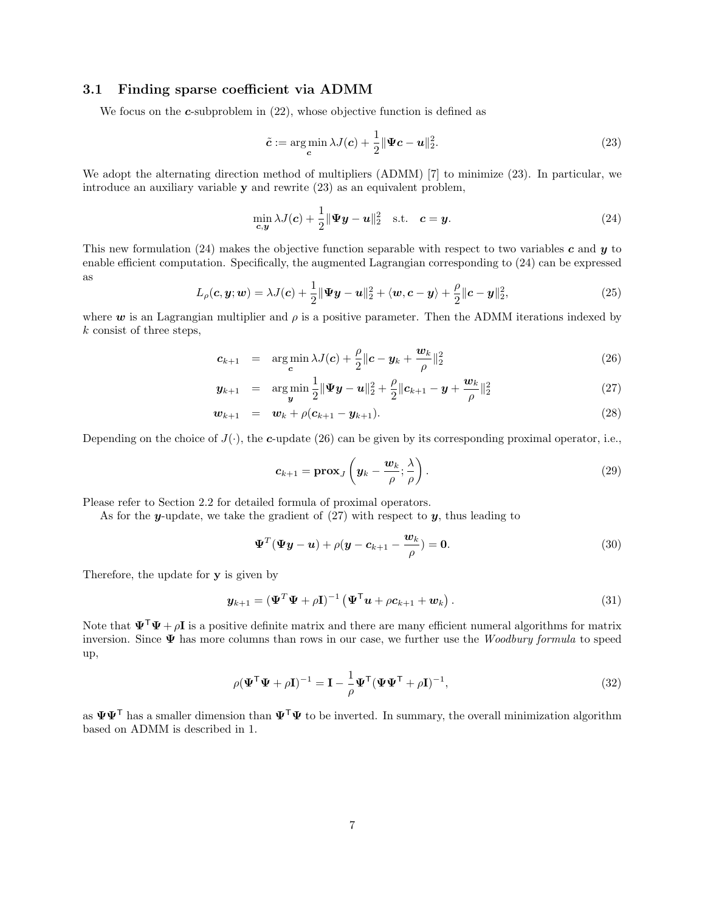### 3.1 Finding sparse coefficient via ADMM

We focus on the $\boldsymbol{c}$-subproblem in (22), whose objective function is defined as

$$\tilde{\boldsymbol{c}} := \arg\min_{\boldsymbol{c}} \lambda J(\boldsymbol{c}) + \frac{1}{2}\|\boldsymbol{\Psi}\boldsymbol{c} - \boldsymbol{u}\|_2^2. \tag{23}$$

We adopt the alternating direction method of multipliers (ADMM) [7] to minimize (23). In particular, we introduce an auxiliary variable $\mathbf{y}$ and rewrite (23) as an equivalent problem,

$$\min_{\boldsymbol{c},\boldsymbol{y}} \lambda J(\boldsymbol{c}) + \frac{1}{2}\|\boldsymbol{\Psi}\boldsymbol{y} - \boldsymbol{u}\|_2^2 \quad \text{s.t.} \quad \boldsymbol{c} = \boldsymbol{y}. \tag{24}$$

This new formulation (24) makes the objective function separable with respect to two variables $\boldsymbol{c}$ and $\boldsymbol{y}$ to enable efficient computation. Specifically, the augmented Lagrangian corresponding to (24) can be expressed as

$$L_\rho(\boldsymbol{c}, \boldsymbol{y}; \boldsymbol{w}) = \lambda J(\boldsymbol{c}) + \frac{1}{2}\|\boldsymbol{\Psi}\boldsymbol{y} - \boldsymbol{u}\|_2^2 + \langle \boldsymbol{w}, \boldsymbol{c} - \boldsymbol{y}\rangle + \frac{\rho}{2}\|\boldsymbol{c} - \boldsymbol{y}\|_2^2, \tag{25}$$

where $\boldsymbol{w}$ is an Lagrangian multiplier and $\rho$ is a positive parameter. Then the ADMM iterations indexed by $k$ consist of three steps,

$$\boldsymbol{c}_{k+1} = \arg\min_{\boldsymbol{c}} \lambda J(\boldsymbol{c}) + \frac{\rho}{2}\|\boldsymbol{c} - \boldsymbol{y}_k + \frac{\boldsymbol{w}_k}{\rho}\|_2^2 \tag{26}$$

$$\boldsymbol{y}_{k+1} = \arg\min_{\boldsymbol{y}} \frac{1}{2}\|\boldsymbol{\Psi}\boldsymbol{y} - \boldsymbol{u}\|_2^2 + \frac{\rho}{2}\|\boldsymbol{c}_{k+1} - \boldsymbol{y} + \frac{\boldsymbol{w}_k}{\rho}\|_2^2 \tag{27}$$

$$\boldsymbol{w}_{k+1} = \boldsymbol{w}_k + \rho(\boldsymbol{c}_{k+1} - \boldsymbol{y}_{k+1}). \tag{28}$$

Depending on the choice of $J(\cdot)$, the $\boldsymbol{c}$-update (26) can be given by its corresponding proximal operator, i.e.,

$$\boldsymbol{c}_{k+1} = \mathbf{prox}_J\left(\boldsymbol{y}_k - \frac{\boldsymbol{w}_k}{\rho}; \frac{\lambda}{\rho}\right). \tag{29}$$

Please refer to Section 2.2 for detailed formula of proximal operators.

As for the $\boldsymbol{y}$-update, we take the gradient of (27) with respect to $\boldsymbol{y}$, thus leading to

$$\boldsymbol{\Psi}^T(\boldsymbol{\Psi}\boldsymbol{y} - \boldsymbol{u}) + \rho(\boldsymbol{y} - \boldsymbol{c}_{k+1} - \frac{\boldsymbol{w}_k}{\rho}) = \mathbf{0}. \tag{30}$$

Therefore, the update for $\mathbf{y}$ is given by

$$\boldsymbol{y}_{k+1} = (\boldsymbol{\Psi}^T\boldsymbol{\Psi} + \rho\mathbf{I})^{-1}\left(\boldsymbol{\Psi}^\mathsf{T}\boldsymbol{u} + \rho\boldsymbol{c}_{k+1} + \boldsymbol{w}_k\right). \tag{31}$$

Note that $\boldsymbol{\Psi}^\mathsf{T}\boldsymbol{\Psi} + \rho\mathbf{I}$ is a positive definite matrix and there are many efficient numeral algorithms for matrix inversion. Since $\boldsymbol{\Psi}$ has more columns than rows in our case, we further use the *Woodbury formula* to speed up,

$$\rho(\boldsymbol{\Psi}^\mathsf{T}\boldsymbol{\Psi} + \rho\mathbf{I})^{-1} = \mathbf{I} - \frac{1}{\rho}\boldsymbol{\Psi}^\mathsf{T}(\boldsymbol{\Psi}\boldsymbol{\Psi}^\mathsf{T} + \rho\mathbf{I})^{-1}, \tag{32}$$

as $\boldsymbol{\Psi}\boldsymbol{\Psi}^\mathsf{T}$ has a smaller dimension than $\boldsymbol{\Psi}^\mathsf{T}\boldsymbol{\Psi}$ to be inverted. In summary, the overall minimization algorithm based on ADMM is described in 1.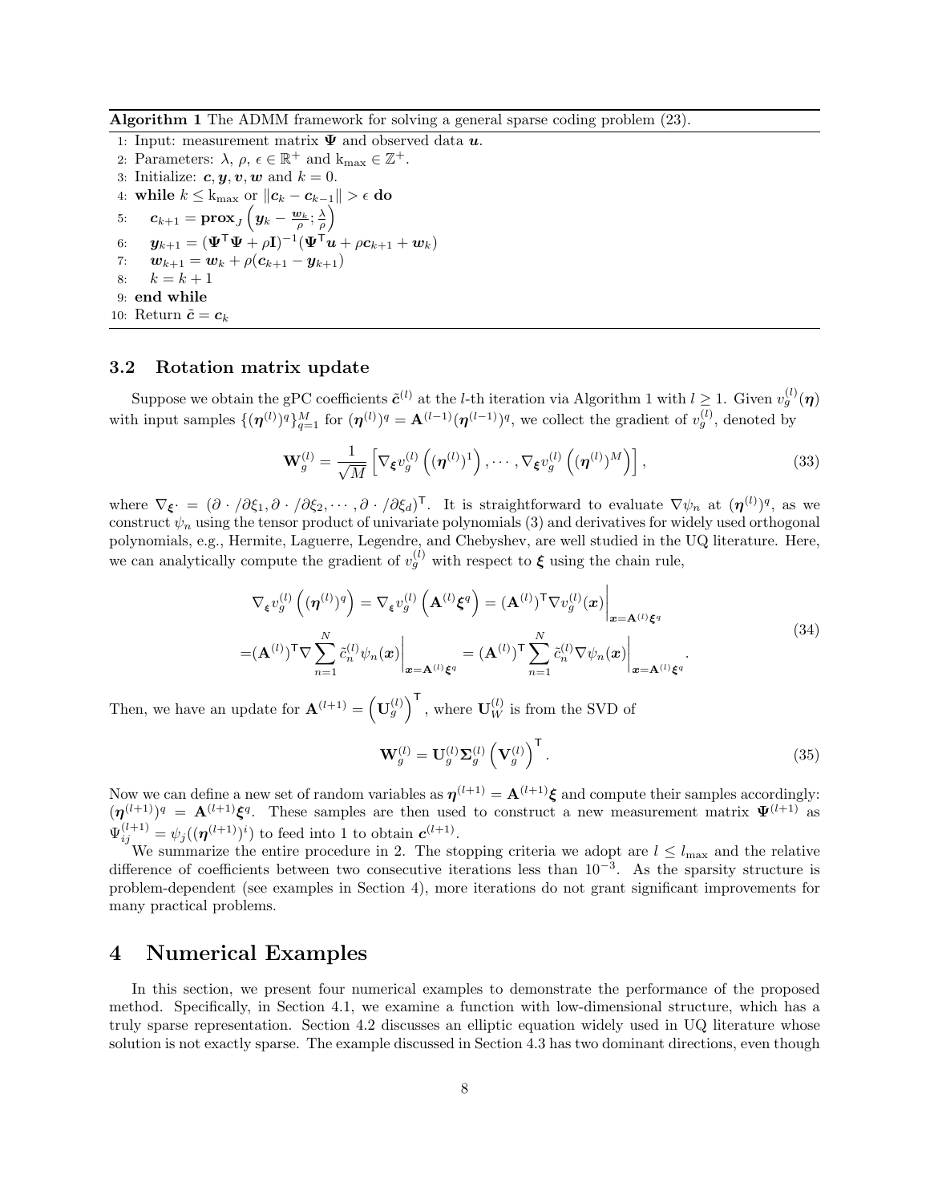**Algorithm 1** The ADMM framework for solving a general sparse coding problem (23).

1: Input: measurement matrix $\mathbf{\Psi}$ and observed data $\boldsymbol{u}$.
2: Parameters: $\lambda$, $\rho$, $\epsilon \in \mathbb{R}^+$ and $\mathrm{k}_{\max} \in \mathbb{Z}^+$.
3: Initialize: $\boldsymbol{c}, \boldsymbol{y}, \boldsymbol{v}, \boldsymbol{w}$ and $k = 0$.
4: **while** $k \leq \mathrm{k}_{\max}$ or $\|\boldsymbol{c}_k - \boldsymbol{c}_{k-1}\| > \epsilon$ **do**
5: $\quad\boldsymbol{c}_{k+1} = \mathbf{prox}_J\left(\boldsymbol{y}_k - \frac{\boldsymbol{w}_k}{\rho}; \frac{\lambda}{\rho}\right)$
6: $\quad\boldsymbol{y}_{k+1} = (\mathbf{\Psi}^\intercal\mathbf{\Psi} + \rho\mathbf{I})^{-1}(\mathbf{\Psi}^\intercal\boldsymbol{u} + \rho\boldsymbol{c}_{k+1} + \boldsymbol{w}_k)$
7: $\quad\boldsymbol{w}_{k+1} = \boldsymbol{w}_k + \rho(\boldsymbol{c}_{k+1} - \boldsymbol{y}_{k+1})$
8: $\quad k = k + 1$
9: **end while**
10: Return $\tilde{\boldsymbol{c}} = \boldsymbol{c}_k$

### 3.2 Rotation matrix update

Suppose we obtain the gPC coefficients $\tilde{\boldsymbol{c}}^{(l)}$ at the $l$-th iteration via Algorithm 1 with $l \geq 1$. Given $v_g^{(l)}(\boldsymbol{\eta})$ with input samples $\{(\boldsymbol{\eta}^{(l)})^q\}_{q=1}^M$ for $(\boldsymbol{\eta}^{(l)})^q = \mathbf{A}^{(l-1)}(\boldsymbol{\eta}^{(l-1)})^q$, we collect the gradient of $v_g^{(l)}$, denoted by

$$
\mathbf{W}_g^{(l)} = \frac{1}{\sqrt{M}}\left[\nabla_{\boldsymbol{\xi}} v_g^{(l)}\left((\boldsymbol{\eta}^{(l)})^1\right), \cdots, \nabla_{\boldsymbol{\xi}} v_g^{(l)}\left((\boldsymbol{\eta}^{(l)})^M\right)\right], \tag{33}
$$

where $\nabla_{\boldsymbol{\xi}} \cdot = (\partial \cdot /\partial\xi_1, \partial \cdot /\partial\xi_2, \cdots, \partial \cdot /\partial\xi_d)^\intercal$. It is straightforward to evaluate $\nabla\psi_n$ at $(\boldsymbol{\eta}^{(l)})^q$, as we construct $\psi_n$ using the tensor product of univariate polynomials (3) and derivatives for widely used orthogonal polynomials, e.g., Hermite, Laguerre, Legendre, and Chebyshev, are well studied in the UQ literature. Here, we can analytically compute the gradient of $v_g^{(l)}$ with respect to $\boldsymbol{\xi}$ using the chain rule,

$$
\begin{aligned}
&\nabla_{\boldsymbol{\xi}} v_g^{(l)}\left((\boldsymbol{\eta}^{(l)})^q\right) = \nabla_{\boldsymbol{\xi}} v_g^{(l)}\left(\mathbf{A}^{(l)}\boldsymbol{\xi}^q\right) = (\mathbf{A}^{(l)})^\intercal \nabla v_g^{(l)}(\boldsymbol{x})\Big|_{\boldsymbol{x}=\mathbf{A}^{(l)}\boldsymbol{\xi}^q} \\
=&(\mathbf{A}^{(l)})^\intercal \nabla \sum_{n=1}^N \tilde{c}_n^{(l)}\psi_n(\boldsymbol{x})\Big|_{\boldsymbol{x}=\mathbf{A}^{(l)}\boldsymbol{\xi}^q} = (\mathbf{A}^{(l)})^\intercal \sum_{n=1}^N \tilde{c}_n^{(l)}\nabla\psi_n(\boldsymbol{x})\Big|_{\boldsymbol{x}=\mathbf{A}^{(l)}\boldsymbol{\xi}^q}.
\end{aligned} \tag{34}
$$

Then, we have an update for $\mathbf{A}^{(l+1)} = \left(\mathbf{U}_g^{(l)}\right)^\intercal$, where $\mathbf{U}_W^{(l)}$ is from the SVD of

$$
\mathbf{W}_g^{(l)} = \mathbf{U}_g^{(l)}\mathbf{\Sigma}_g^{(l)}\left(\mathbf{V}_g^{(l)}\right)^\intercal. \tag{35}
$$

Now we can define a new set of random variables as $\boldsymbol{\eta}^{(l+1)} = \mathbf{A}^{(l+1)}\boldsymbol{\xi}$ and compute their samples accordingly: $(\boldsymbol{\eta}^{(l+1)})^q = \mathbf{A}^{(l+1)}\boldsymbol{\xi}^q$. These samples are then used to construct a new measurement matrix $\mathbf{\Psi}^{(l+1)}$ as $\Psi_{ij}^{(l+1)} = \psi_j((\boldsymbol{\eta}^{(l+1)})^i)$ to feed into 1 to obtain $\boldsymbol{c}^{(l+1)}$.

We summarize the entire procedure in 2. The stopping criteria we adopt are $l \leq l_{\max}$ and the relative difference of coefficients between two consecutive iterations less than $10^{-3}$. As the sparsity structure is problem-dependent (see examples in Section 4), more iterations do not grant significant improvements for many practical problems.

# 4 Numerical Examples

In this section, we present four numerical examples to demonstrate the performance of the proposed method. Specifically, in Section 4.1, we examine a function with low-dimensional structure, which has a truly sparse representation. Section 4.2 discusses an elliptic equation widely used in UQ literature whose solution is not exactly sparse. The example discussed in Section 4.3 has two dominant directions, even though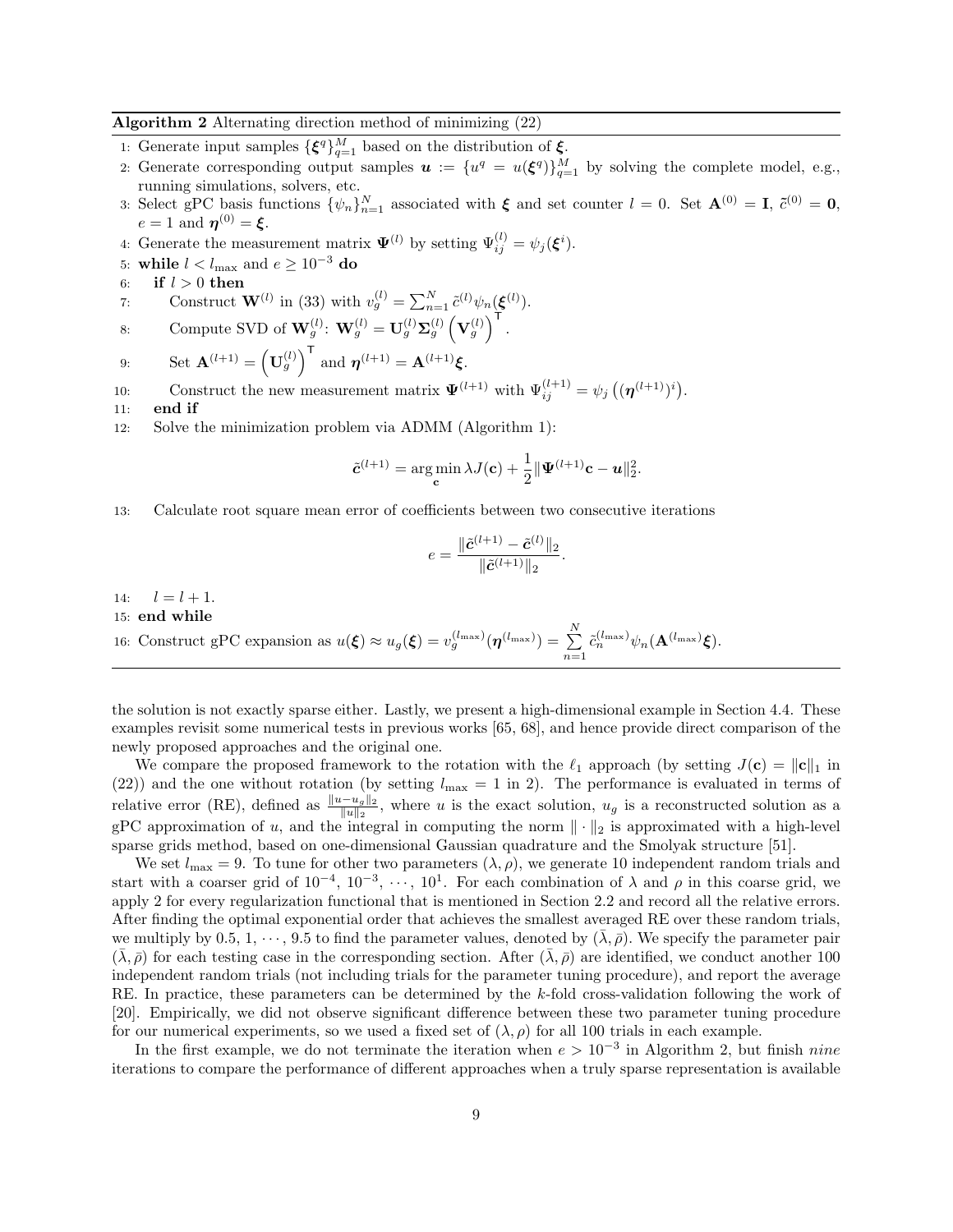**Algorithm 2** Alternating direction method of minimizing (22)

1: Generate input samples $\{\boldsymbol{\xi}^q\}_{q=1}^M$ based on the distribution of $\boldsymbol{\xi}$.
2: Generate corresponding output samples $\boldsymbol{u} := \{u^q = u(\boldsymbol{\xi}^q)\}_{q=1}^M$ by solving the complete model, e.g., running simulations, solvers, etc.
3: Select gPC basis functions $\{\psi_n\}_{n=1}^N$ associated with $\boldsymbol{\xi}$ and set counter $l = 0$. Set $\mathbf{A}^{(0)} = \mathbf{I}$, $\tilde{c}^{(0)} = \mathbf{0}$, $e = 1$ and $\boldsymbol{\eta}^{(0)} = \boldsymbol{\xi}$.
4: Generate the measurement matrix $\boldsymbol{\Psi}^{(l)}$ by setting $\Psi_{ij}^{(l)} = \psi_j(\boldsymbol{\xi}^i)$.
5: **while** $l < l_{\max}$ and $e \geq 10^{-3}$ **do**
6: **if** $l > 0$ **then**
7: Construct $\mathbf{W}^{(l)}$ in (33) with $v_g^{(l)} = \sum_{n=1}^N \tilde{c}^{(l)} \psi_n(\boldsymbol{\xi}^{(l)})$.
8: Compute SVD of $\mathbf{W}_g^{(l)}$: $\mathbf{W}_g^{(l)} = \mathbf{U}_g^{(l)} \boldsymbol{\Sigma}_g^{(l)} \left(\mathbf{V}_g^{(l)}\right)^\intercal$.
9: Set $\mathbf{A}^{(l+1)} = \left(\mathbf{U}_g^{(l)}\right)^\intercal$ and $\boldsymbol{\eta}^{(l+1)} = \mathbf{A}^{(l+1)}\boldsymbol{\xi}$.
10: Construct the new measurement matrix $\boldsymbol{\Psi}^{(l+1)}$ with $\Psi_{ij}^{(l+1)} = \psi_j\left((\boldsymbol{\eta}^{(l+1)})^i\right)$.
11: **end if**
12: Solve the minimization problem via ADMM (Algorithm 1):

$$\tilde{\boldsymbol{c}}^{(l+1)} = \arg\min_{\mathbf{c}} \lambda J(\mathbf{c}) + \frac{1}{2}\|\boldsymbol{\Psi}^{(l+1)}\mathbf{c} - \boldsymbol{u}\|_2^2.$$

13: Calculate root square mean error of coefficients between two consecutive iterations

$$e = \frac{\|\tilde{\boldsymbol{c}}^{(l+1)} - \tilde{\boldsymbol{c}}^{(l)}\|_2}{\|\tilde{\boldsymbol{c}}^{(l+1)}\|_2}.$$

14: $l = l + 1$.
15: **end while**
16: Construct gPC expansion as $u(\boldsymbol{\xi}) \approx u_g(\boldsymbol{\xi}) = v_g^{(l_{\max})}(\boldsymbol{\eta}^{(l_{\max})}) = \sum_{n=1}^N \tilde{c}_n^{(l_{\max})} \psi_n(\mathbf{A}^{(l_{\max})}\boldsymbol{\xi})$.

the solution is not exactly sparse either. Lastly, we present a high-dimensional example in Section 4.4. These examples revisit some numerical tests in previous works [65, 68], and hence provide direct comparison of the newly proposed approaches and the original one.

We compare the proposed framework to the rotation with the $\ell_1$ approach (by setting $J(\mathbf{c}) = \|\mathbf{c}\|_1$ in (22)) and the one without rotation (by setting $l_{\max} = 1$ in 2). The performance is evaluated in terms of relative error (RE), defined as $\frac{\|u - u_g\|_2}{\|u\|_2}$, where $u$ is the exact solution, $u_g$ is a reconstructed solution as a gPC approximation of $u$, and the integral in computing the norm $\|\cdot\|_2$ is approximated with a high-level sparse grids method, based on one-dimensional Gaussian quadrature and the Smolyak structure [51].

We set $l_{\max} = 9$. To tune for other two parameters $(\lambda, \rho)$, we generate 10 independent random trials and start with a coarser grid of $10^{-4}$, $10^{-3}$, $\cdots$, $10^{1}$. For each combination of $\lambda$ and $\rho$ in this coarse grid, we apply 2 for every regularization functional that is mentioned in Section 2.2 and record all the relative errors. After finding the optimal exponential order that achieves the smallest averaged RE over these random trials, we multiply by 0.5, 1, $\cdots$, 9.5 to find the parameter values, denoted by $(\bar{\lambda}, \bar{\rho})$. We specify the parameter pair $(\bar{\lambda}, \bar{\rho})$ for each testing case in the corresponding section. After $(\bar{\lambda}, \bar{\rho})$ are identified, we conduct another 100 independent random trials (not including trials for the parameter tuning procedure), and report the average RE. In practice, these parameters can be determined by the $k$-fold cross-validation following the work of [20]. Empirically, we did not observe significant difference between these two parameter tuning procedure for our numerical experiments, so we used a fixed set of $(\lambda, \rho)$ for all 100 trials in each example.

In the first example, we do not terminate the iteration when $e > 10^{-3}$ in Algorithm 2, but finish *nine* iterations to compare the performance of different approaches when a truly sparse representation is available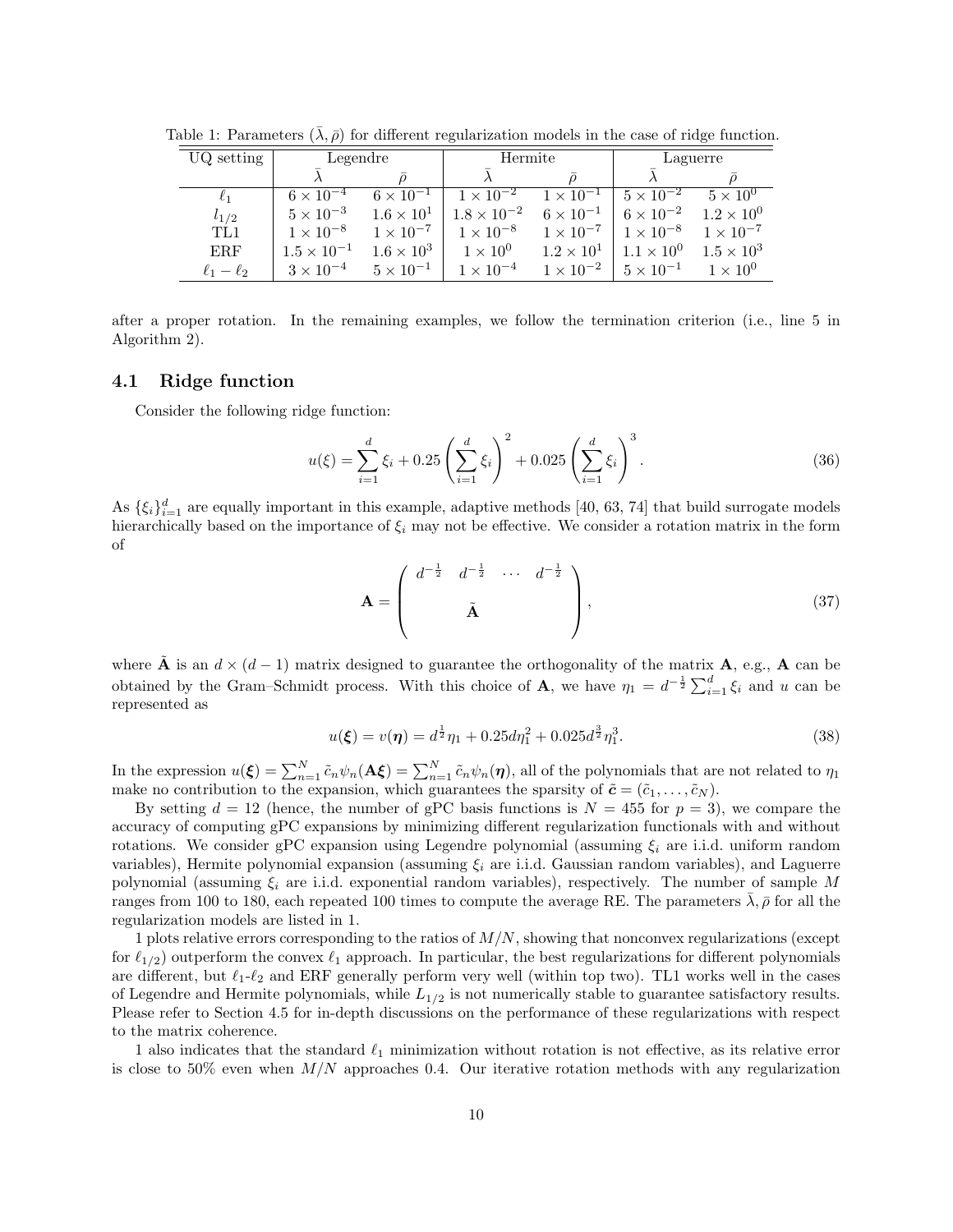Table 1: Parameters $(\bar{\lambda}, \bar{\rho})$ for different regularization models in the case of ridge function.

| UQ setting | Legendre | | Hermite | | Laguerre | |
|---|---|---|---|---|---|---|
| | $\bar{\lambda}$ | $\bar{\rho}$ | $\bar{\lambda}$ | $\bar{\rho}$ | $\bar{\lambda}$ | $\bar{\rho}$ |
| $\ell_1$ | $6 \times 10^{-4}$ | $6 \times 10^{-1}$ | $1 \times 10^{-2}$ | $1 \times 10^{-1}$ | $5 \times 10^{-2}$ | $5 \times 10^{0}$ |
| $l_{1/2}$ | $5 \times 10^{-3}$ | $1.6 \times 10^{1}$ | $1.8 \times 10^{-2}$ | $6 \times 10^{-1}$ | $6 \times 10^{-2}$ | $1.2 \times 10^{0}$ |
| TL1 | $1 \times 10^{-8}$ | $1 \times 10^{-7}$ | $1 \times 10^{-8}$ | $1 \times 10^{-7}$ | $1 \times 10^{-8}$ | $1 \times 10^{-7}$ |
| ERF | $1.5 \times 10^{-1}$ | $1.6 \times 10^{3}$ | $1 \times 10^{0}$ | $1.2 \times 10^{1}$ | $1.1 \times 10^{0}$ | $1.5 \times 10^{3}$ |
| $\ell_1 - \ell_2$ | $3 \times 10^{-4}$ | $5 \times 10^{-1}$ | $1 \times 10^{-4}$ | $1 \times 10^{-2}$ | $5 \times 10^{-1}$ | $1 \times 10^{0}$ |

after a proper rotation. In the remaining examples, we follow the termination criterion (i.e., line 5 in Algorithm 2).

### 4.1 Ridge function

Consider the following ridge function:

$$u(\xi) = \sum_{i=1}^{d} \xi_i + 0.25 \left( \sum_{i=1}^{d} \xi_i \right)^2 + 0.025 \left( \sum_{i=1}^{d} \xi_i \right)^3. \tag{36}$$

As $\{\xi_i\}_{i=1}^d$ are equally important in this example, adaptive methods [40, 63, 74] that build surrogate models hierarchically based on the importance of $\xi_i$ may not be effective. We consider a rotation matrix in the form of

$$\mathbf{A} = \begin{pmatrix} d^{-\frac{1}{2}} & d^{-\frac{1}{2}} & \cdots & d^{-\frac{1}{2}} \\ & & \tilde{\mathbf{A}} & \end{pmatrix}, \tag{37}$$

where $\tilde{\mathbf{A}}$ is an $d \times (d-1)$ matrix designed to guarantee the orthogonality of the matrix $\mathbf{A}$, e.g., $\mathbf{A}$ can be obtained by the Gram–Schmidt process. With this choice of $\mathbf{A}$, we have $\eta_1 = d^{-\frac{1}{2}} \sum_{i=1}^{d} \xi_i$ and $u$ can be represented as

$$u(\boldsymbol{\xi}) = v(\boldsymbol{\eta}) = d^{\frac{1}{2}} \eta_1 + 0.25 d \eta_1^2 + 0.025 d^{\frac{3}{2}} \eta_1^3. \tag{38}$$

In the expression $u(\boldsymbol{\xi}) = \sum_{n=1}^{N} \tilde{c}_n \psi_n(\mathbf{A}\boldsymbol{\xi}) = \sum_{n=1}^{N} \tilde{c}_n \psi_n(\boldsymbol{\eta})$, all of the polynomials that are not related to $\eta_1$ make no contribution to the expansion, which guarantees the sparsity of $\tilde{\boldsymbol{c}} = (\tilde{c}_1, \ldots, \tilde{c}_N)$.

By setting $d = 12$ (hence, the number of gPC basis functions is $N = 455$ for $p = 3$), we compare the accuracy of computing gPC expansions by minimizing different regularization functionals with and without rotations. We consider gPC expansion using Legendre polynomial (assuming $\xi_i$ are i.i.d. uniform random variables), Hermite polynomial expansion (assuming $\xi_i$ are i.i.d. Gaussian random variables), and Laguerre polynomial (assuming $\xi_i$ are i.i.d. exponential random variables), respectively. The number of sample $M$ ranges from 100 to 180, each repeated 100 times to compute the average RE. The parameters $\bar{\lambda}, \bar{\rho}$ for all the regularization models are listed in 1.

1 plots relative errors corresponding to the ratios of $M/N$, showing that nonconvex regularizations (except for $\ell_{1/2}$) outperform the convex $\ell_1$ approach. In particular, the best regularizations for different polynomials are different, but $\ell_1$-$\ell_2$ and ERF generally perform very well (within top two). TL1 works well in the cases of Legendre and Hermite polynomials, while $L_{1/2}$ is not numerically stable to guarantee satisfactory results. Please refer to Section 4.5 for in-depth discussions on the performance of these regularizations with respect to the matrix coherence.

1 also indicates that the standard $\ell_1$ minimization without rotation is not effective, as its relative error is close to 50% even when $M/N$ approaches 0.4. Our iterative rotation methods with any regularization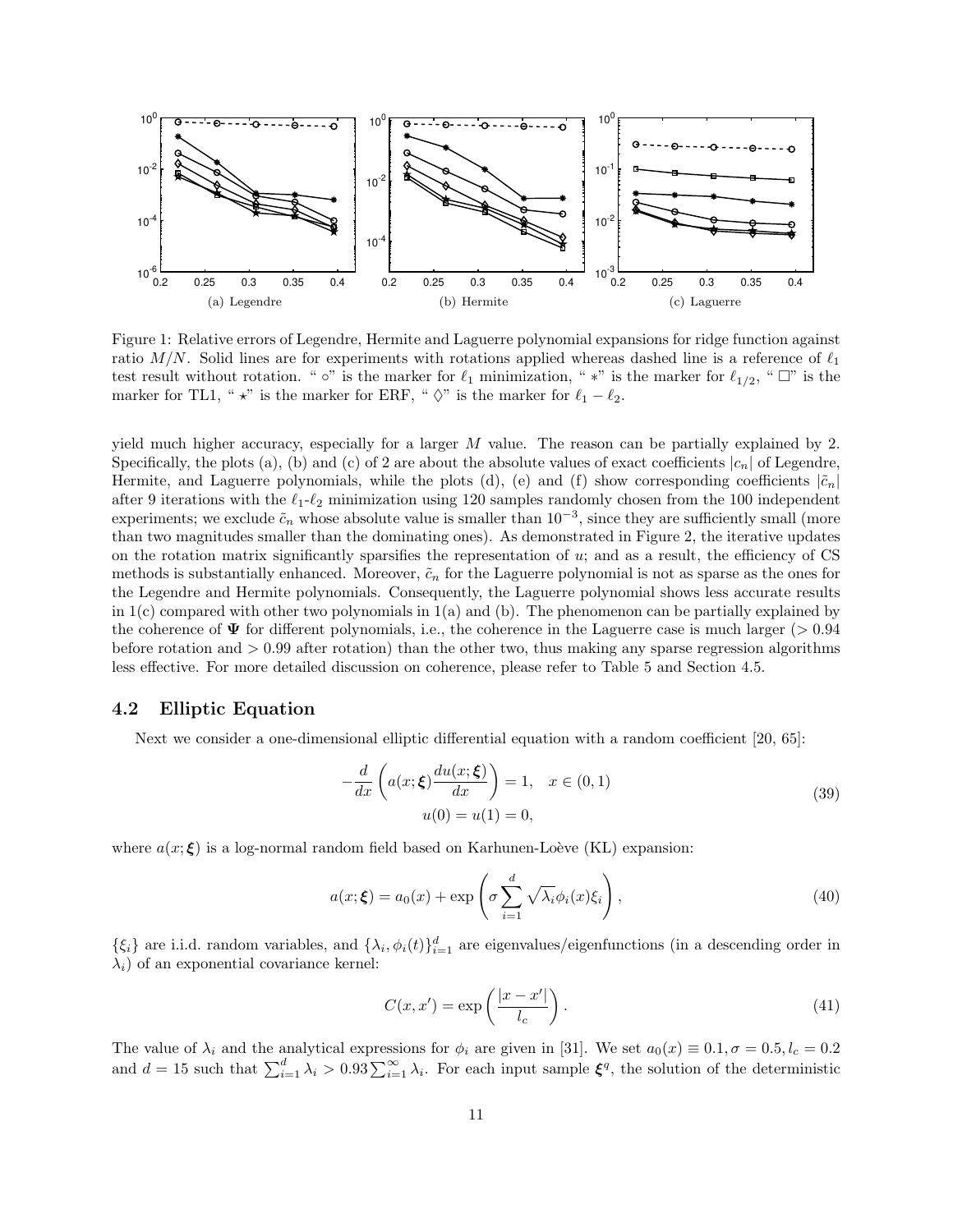(a) Legendre

(b) Hermite

(c) Laguerre

Figure 1: Relative errors of Legendre, Hermite and Laguerre polynomial expansions for ridge function against ratio $M/N$. Solid lines are for experiments with rotations applied whereas dashed line is a reference of $\ell_1$ test result without rotation. " $\circ$" is the marker for $\ell_1$ minimization, " $*$" is the marker for $\ell_{1/2}$, " $\square$" is the marker for TL1, " $\star$" is the marker for ERF, " $\Diamond$" is the marker for $\ell_1 - \ell_2$.

yield much higher accuracy, especially for a larger $M$ value. The reason can be partially explained by 2. Specifically, the plots (a), (b) and (c) of 2 are about the absolute values of exact coefficients $|c_n|$ of Legendre, Hermite, and Laguerre polynomials, while the plots (d), (e) and (f) show corresponding coefficients $|\tilde{c}_n|$ after 9 iterations with the $\ell_1$-$\ell_2$ minimization using 120 samples randomly chosen from the 100 independent experiments; we exclude $\tilde{c}_n$ whose absolute value is smaller than $10^{-3}$, since they are sufficiently small (more than two magnitudes smaller than the dominating ones). As demonstrated in Figure 2, the iterative updates on the rotation matrix significantly sparsifies the representation of $u$; and as a result, the efficiency of CS methods is substantially enhanced. Moreover, $\tilde{c}_n$ for the Laguerre polynomial is not as sparse as the ones for the Legendre and Hermite polynomials. Consequently, the Laguerre polynomial shows less accurate results in 1(c) compared with other two polynomials in 1(a) and (b). The phenomenon can be partially explained by the coherence of $\mathbf{\Psi}$ for different polynomials, i.e., the coherence in the Laguerre case is much larger ($> 0.94$ before rotation and $> 0.99$ after rotation) than the other two, thus making any sparse regression algorithms less effective. For more detailed discussion on coherence, please refer to Table 5 and Section 4.5.

## 4.2 Elliptic Equation

Next we consider a one-dimensional elliptic differential equation with a random coefficient [20, 65]:

$$
\begin{aligned}
-\frac{d}{dx}\left(a(x;\boldsymbol{\xi})\frac{du(x;\boldsymbol{\xi})}{dx}\right) &= 1, \quad x \in (0,1) \\
u(0) = u(1) &= 0,
\end{aligned}
\tag{39}
$$

where $a(x;\boldsymbol{\xi})$ is a log-normal random field based on Karhunen-Loève (KL) expansion:

$$
a(x;\boldsymbol{\xi}) = a_0(x) + \exp\left(\sigma \sum_{i=1}^{d} \sqrt{\lambda_i}\phi_i(x)\xi_i\right), \tag{40}
$$

$\{\xi_i\}$ are i.i.d. random variables, and $\{\lambda_i, \phi_i(t)\}_{i=1}^d$ are eigenvalues/eigenfunctions (in a descending order in $\lambda_i$) of an exponential covariance kernel:

$$
C(x,x') = \exp\left(\frac{|x-x'|}{l_c}\right). \tag{41}
$$

The value of $\lambda_i$ and the analytical expressions for $\phi_i$ are given in [31]. We set $a_0(x) \equiv 0.1, \sigma = 0.5, l_c = 0.2$ and $d = 15$ such that $\sum_{i=1}^{d} \lambda_i > 0.93 \sum_{i=1}^{\infty} \lambda_i$. For each input sample $\boldsymbol{\xi}^q$, the solution of the deterministic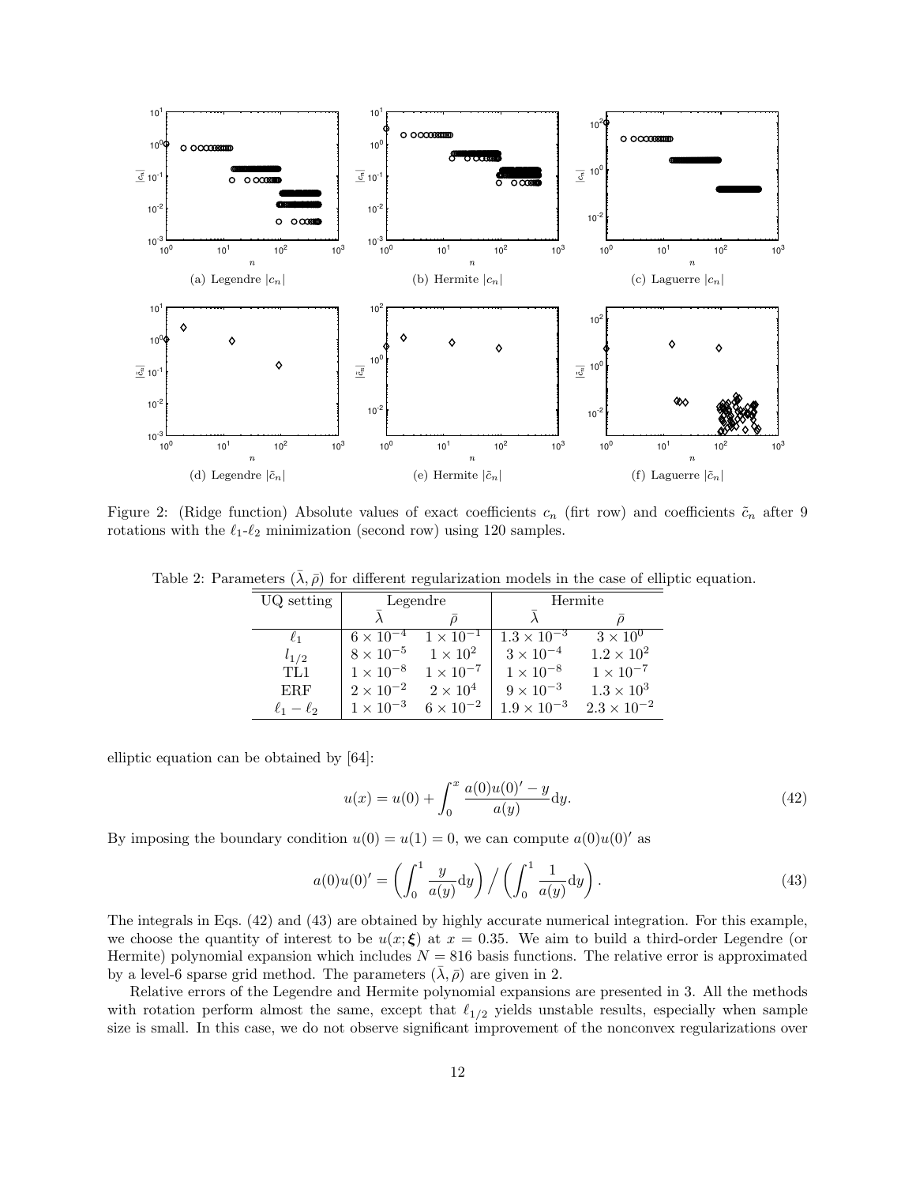Figure 2: (Ridge function) Absolute values of exact coefficients $c_n$ (firt row) and coefficients $\tilde{c}_n$ after 9 rotations with the $\ell_1$-$\ell_2$ minimization (second row) using 120 samples.

(a) Legendre $|c_n|$ (b) Hermite $|c_n|$ (c) Laguerre $|c_n|$

(d) Legendre $|\tilde{c}_n|$ (e) Hermite $|\tilde{c}_n|$ (f) Laguerre $|\tilde{c}_n|$

Table 2: Parameters $(\bar{\lambda}, \bar{\rho})$ for different regularization models in the case of elliptic equation.

| UQ setting | Legendre | | Hermite | |
|---|---|---|---|---|
| | $\bar{\lambda}$ | $\bar{\rho}$ | $\bar{\lambda}$ | $\bar{\rho}$ |
| $\ell_1$ | $6 \times 10^{-4}$ | $1 \times 10^{-1}$ | $1.3 \times 10^{-3}$ | $3 \times 10^{0}$ |
| $l_{1/2}$ | $8 \times 10^{-5}$ | $1 \times 10^{2}$ | $3 \times 10^{-4}$ | $1.2 \times 10^{2}$ |
| TL1 | $1 \times 10^{-8}$ | $1 \times 10^{-7}$ | $1 \times 10^{-8}$ | $1 \times 10^{-7}$ |
| ERF | $2 \times 10^{-2}$ | $2 \times 10^{4}$ | $9 \times 10^{-3}$ | $1.3 \times 10^{3}$ |
| $\ell_1 - \ell_2$ | $1 \times 10^{-3}$ | $6 \times 10^{-2}$ | $1.9 \times 10^{-3}$ | $2.3 \times 10^{-2}$ |

elliptic equation can be obtained by [64]:

$$u(x) = u(0) + \int_0^x \frac{a(0)u(0)' - y}{a(y)} \mathrm{d}y. \tag{42}$$

By imposing the boundary condition $u(0) = u(1) = 0$, we can compute $a(0)u(0)'$ as

$$a(0)u(0)' = \left( \int_0^1 \frac{y}{a(y)} \mathrm{d}y \right) \Big/ \left( \int_0^1 \frac{1}{a(y)} \mathrm{d}y \right). \tag{43}$$

The integrals in Eqs. (42) and (43) are obtained by highly accurate numerical integration. For this example, we choose the quantity of interest to be $u(x; \boldsymbol{\xi})$ at $x = 0.35$. We aim to build a third-order Legendre (or Hermite) polynomial expansion which includes $N = 816$ basis functions. The relative error is approximated by a level-6 sparse grid method. The parameters $(\bar{\lambda}, \bar{\rho})$ are given in 2.

Relative errors of the Legendre and Hermite polynomial expansions are presented in 3. All the methods with rotation perform almost the same, except that $\ell_{1/2}$ yields unstable results, especially when sample size is small. In this case, we do not observe significant improvement of the nonconvex regularizations over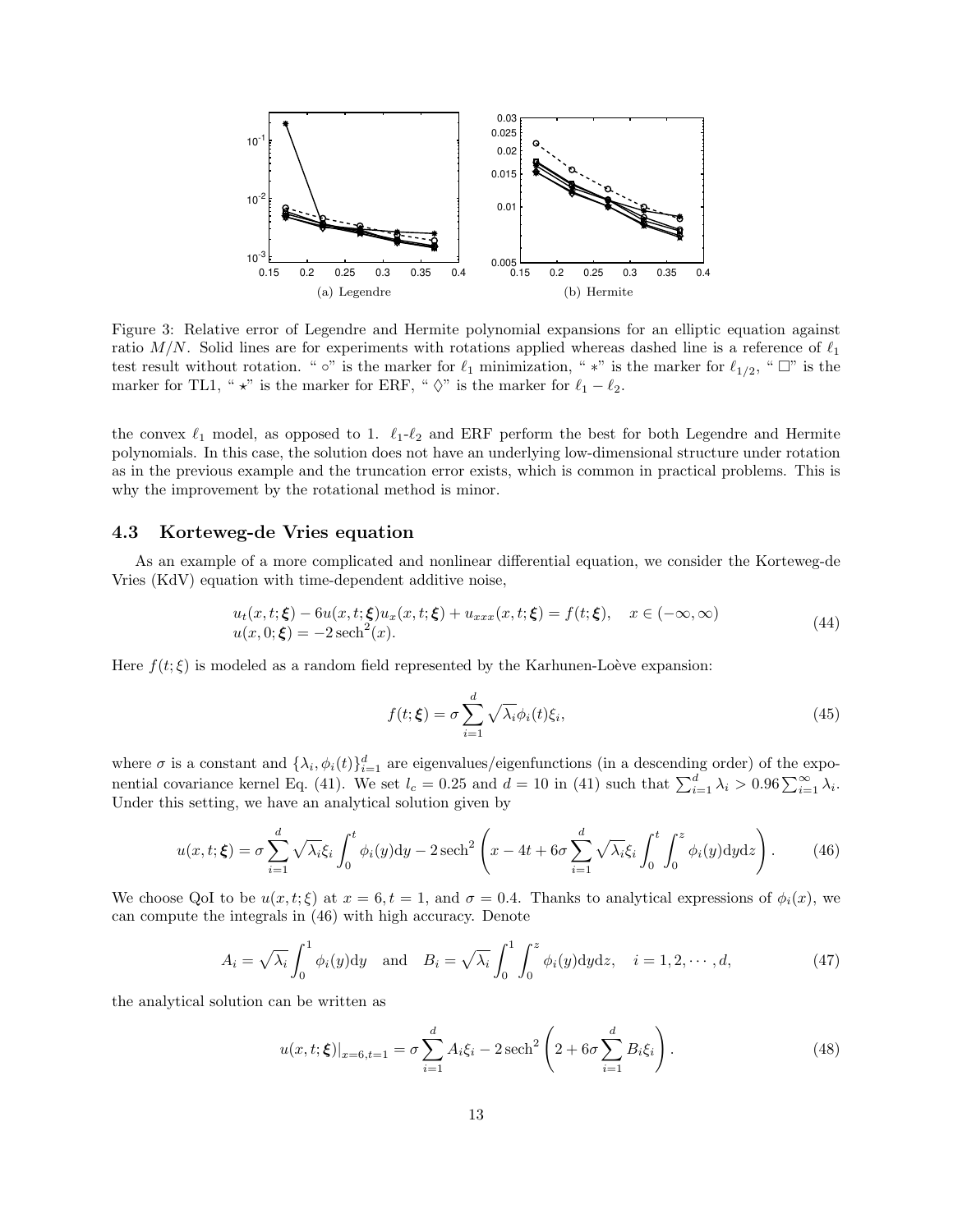Figure 3: Relative error of Legendre and Hermite polynomial expansions for an elliptic equation against ratio $M/N$. Solid lines are for experiments with rotations applied whereas dashed line is a reference of $\ell_1$ test result without rotation. " $\circ$" is the marker for $\ell_1$ minimization, " $*$" is the marker for $\ell_{1/2}$, " $\square$" is the marker for TL1, " $\star$" is the marker for ERF, " $\Diamond$" is the marker for $\ell_1 - \ell_2$.

the convex $\ell_1$ model, as opposed to 1. $\ell_1$-$\ell_2$ and ERF perform the best for both Legendre and Hermite polynomials. In this case, the solution does not have an underlying low-dimensional structure under rotation as in the previous example and the truncation error exists, which is common in practical problems. This is why the improvement by the rotational method is minor.

### 4.3 Korteweg-de Vries equation

As an example of a more complicated and nonlinear differential equation, we consider the Korteweg-de Vries (KdV) equation with time-dependent additive noise,

$$
\begin{aligned}
&u_t(x,t;\boldsymbol{\xi}) - 6u(x,t;\boldsymbol{\xi})u_x(x,t;\boldsymbol{\xi}) + u_{xxx}(x,t;\boldsymbol{\xi}) = f(t;\boldsymbol{\xi}), \quad x \in (-\infty, \infty) \\
&u(x,0;\boldsymbol{\xi}) = -2\,\mathrm{sech}^2(x).
\end{aligned} \tag{44}
$$

Here $f(t;\xi)$ is modeled as a random field represented by the Karhunen-Loève expansion:

$$
f(t;\boldsymbol{\xi}) = \sigma \sum_{i=1}^{d} \sqrt{\lambda_i}\phi_i(t)\xi_i, \tag{45}
$$

where $\sigma$ is a constant and $\{\lambda_i, \phi_i(t)\}_{i=1}^d$ are eigenvalues/eigenfunctions (in a descending order) of the exponential covariance kernel Eq. (41). We set $l_c = 0.25$ and $d = 10$ in (41) such that $\sum_{i=1}^d \lambda_i > 0.96 \sum_{i=1}^\infty \lambda_i$. Under this setting, we have an analytical solution given by

$$
u(x,t;\boldsymbol{\xi}) = \sigma \sum_{i=1}^{d} \sqrt{\lambda_i}\xi_i \int_0^t \phi_i(y)\mathrm{d}y - 2\,\mathrm{sech}^2\left(x - 4t + 6\sigma \sum_{i=1}^{d} \sqrt{\lambda_i}\xi_i \int_0^t \int_0^z \phi_i(y)\mathrm{d}y\mathrm{d}z\right). \tag{46}
$$

We choose QoI to be $u(x,t;\xi)$ at $x = 6, t = 1$, and $\sigma = 0.4$. Thanks to analytical expressions of $\phi_i(x)$, we can compute the integrals in (46) with high accuracy. Denote

$$
A_i = \sqrt{\lambda_i}\int_0^1 \phi_i(y)\mathrm{d}y \quad \text{and} \quad B_i = \sqrt{\lambda_i}\int_0^1 \int_0^z \phi_i(y)\mathrm{d}y\mathrm{d}z, \quad i = 1, 2, \cdots, d, \tag{47}
$$

the analytical solution can be written as

$$
u(x,t;\boldsymbol{\xi})|_{x=6,t=1} = \sigma \sum_{i=1}^{d} A_i\xi_i - 2\,\mathrm{sech}^2\left(2 + 6\sigma \sum_{i=1}^{d} B_i\xi_i\right). \tag{48}
$$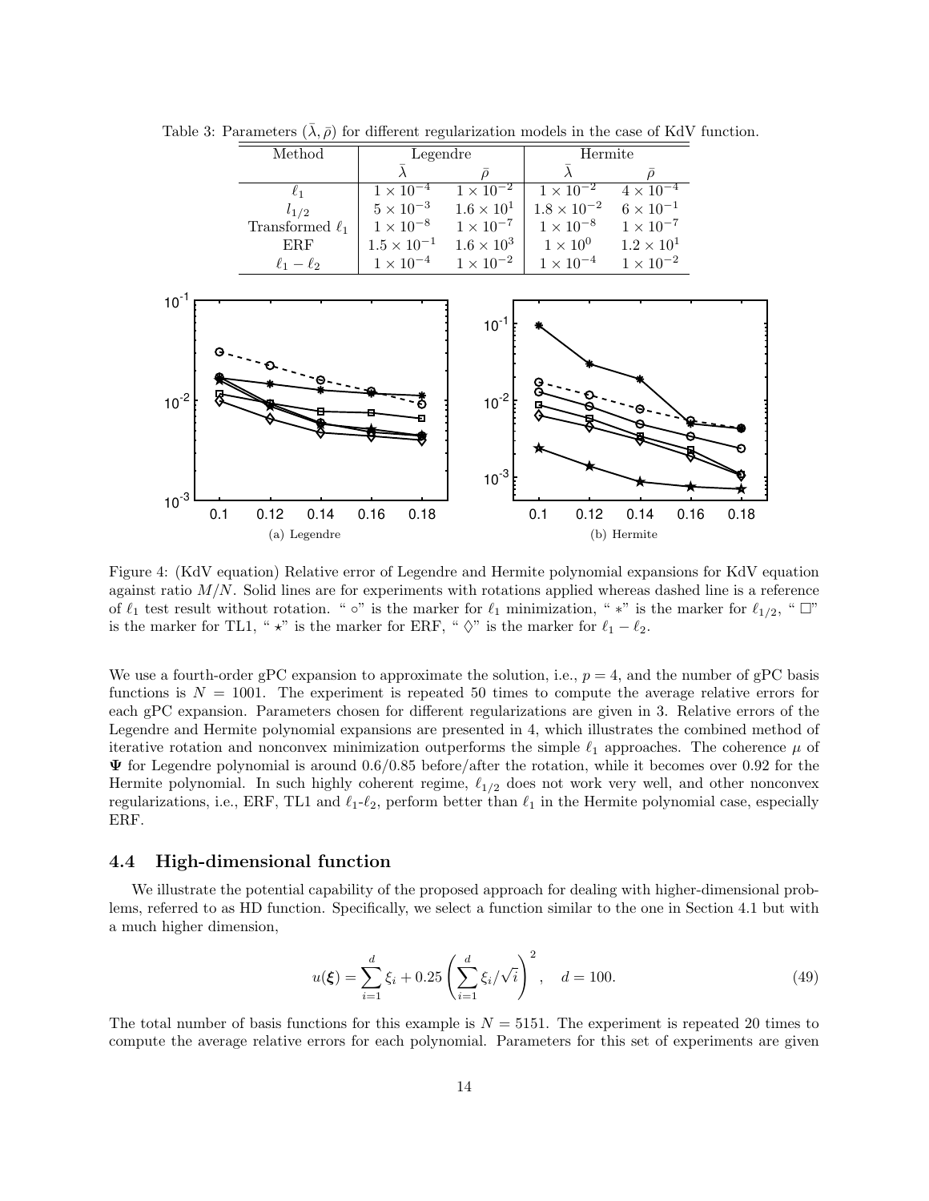Table 3: Parameters $(\bar{\lambda}, \bar{\rho})$ for different regularization models in the case of KdV function.

| Method | Legendre | | Hermite | |
|---|---|---|---|---|
| | $\bar{\lambda}$ | $\bar{\rho}$ | $\bar{\lambda}$ | $\bar{\rho}$ |
| $\ell_1$ | $1 \times 10^{-4}$ | $1 \times 10^{-2}$ | $1 \times 10^{-2}$ | $4 \times 10^{-4}$ |
| $l_{1/2}$ | $5 \times 10^{-3}$ | $1.6 \times 10^{1}$ | $1.8 \times 10^{-2}$ | $6 \times 10^{-1}$ |
| Transformed $\ell_1$ | $1 \times 10^{-8}$ | $1 \times 10^{-7}$ | $1 \times 10^{-8}$ | $1 \times 10^{-7}$ |
| ERF | $1.5 \times 10^{-1}$ | $1.6 \times 10^{3}$ | $1 \times 10^{0}$ | $1.2 \times 10^{1}$ |
| $\ell_1 - \ell_2$ | $1 \times 10^{-4}$ | $1 \times 10^{-2}$ | $1 \times 10^{-4}$ | $1 \times 10^{-2}$ |

(a) Legendre

(b) Hermite

Figure 4: (KdV equation) Relative error of Legendre and Hermite polynomial expansions for KdV equation against ratio $M/N$. Solid lines are for experiments with rotations applied whereas dashed line is a reference of $\ell_1$ test result without rotation. " $\circ$" is the marker for $\ell_1$ minimization, " $*$" is the marker for $\ell_{1/2}$, " $\Box$" is the marker for TL1, " $\star$" is the marker for ERF, " $\Diamond$" is the marker for $\ell_1 - \ell_2$.

We use a fourth-order gPC expansion to approximate the solution, i.e., $p = 4$, and the number of gPC basis functions is $N = 1001$. The experiment is repeated 50 times to compute the average relative errors for each gPC expansion. Parameters chosen for different regularizations are given in 3. Relative errors of the Legendre and Hermite polynomial expansions are presented in 4, which illustrates the combined method of iterative rotation and nonconvex minimization outperforms the simple $\ell_1$ approaches. The coherence $\mu$ of $\mathbf{\Psi}$ for Legendre polynomial is around 0.6/0.85 before/after the rotation, while it becomes over 0.92 for the Hermite polynomial. In such highly coherent regime, $\ell_{1/2}$ does not work very well, and other nonconvex regularizations, i.e., ERF, TL1 and $\ell_1$-$\ell_2$, perform better than $\ell_1$ in the Hermite polynomial case, especially ERF.

### 4.4 High-dimensional function

We illustrate the potential capability of the proposed approach for dealing with higher-dimensional problems, referred to as HD function. Specifically, we select a function similar to the one in Section 4.1 but with a much higher dimension,

$$u(\boldsymbol{\xi}) = \sum_{i=1}^{d} \xi_i + 0.25 \left( \sum_{i=1}^{d} \xi_i / \sqrt{i} \right)^2, \quad d = 100. \tag{49}$$

The total number of basis functions for this example is $N = 5151$. The experiment is repeated 20 times to compute the average relative errors for each polynomial. Parameters for this set of experiments are given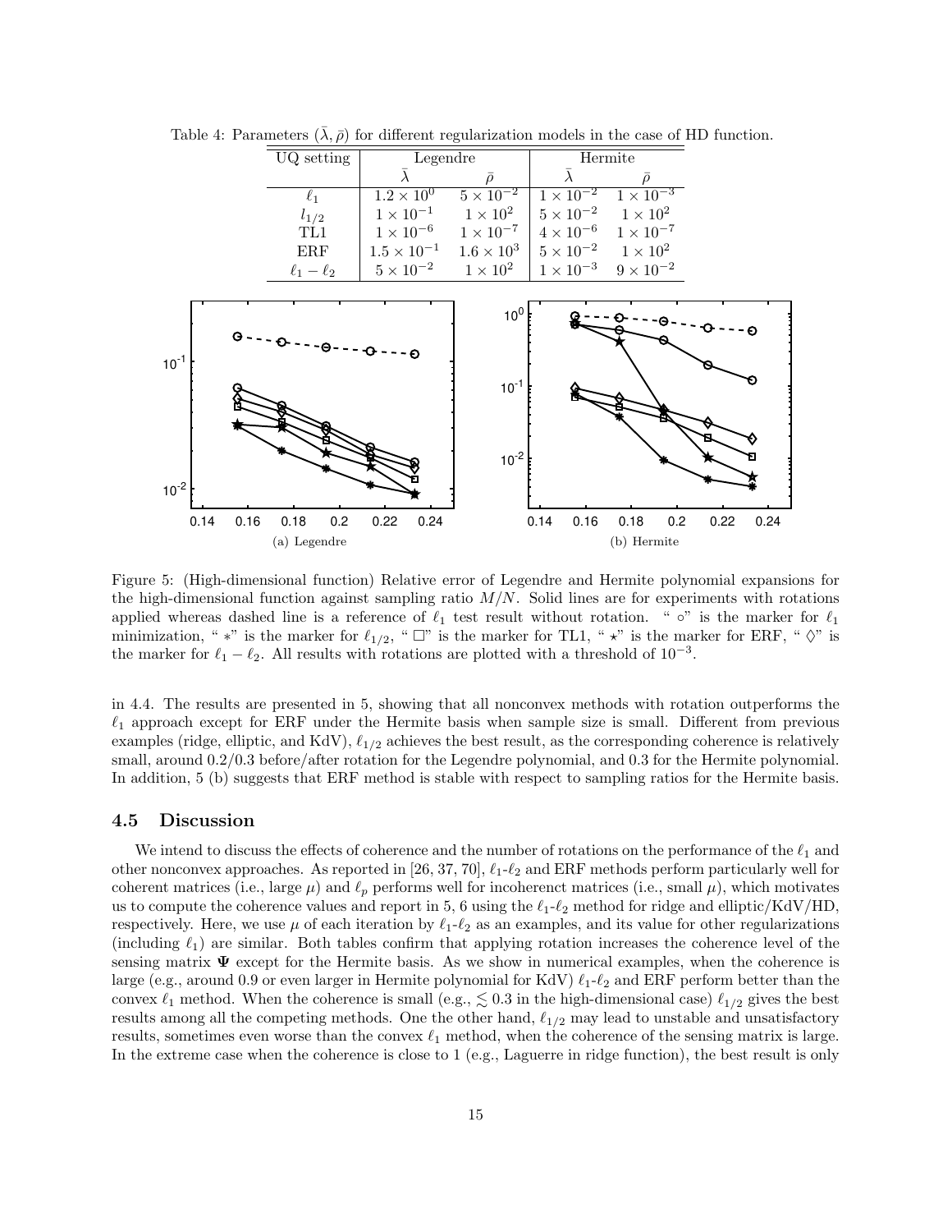Table 4: Parameters $(\bar{\lambda}, \bar{\rho})$ for different regularization models in the case of HD function.

| UQ setting | Legendre | | Hermite | |
|---|---|---|---|---|
| | $\bar{\lambda}$ | $\bar{\rho}$ | $\bar{\lambda}$ | $\bar{\rho}$ |
| $\ell_1$ | $1.2 \times 10^0$ | $5 \times 10^{-2}$ | $1 \times 10^{-2}$ | $1 \times 10^{-3}$ |
| $l_{1/2}$ | $1 \times 10^{-1}$ | $1 \times 10^2$ | $5 \times 10^{-2}$ | $1 \times 10^2$ |
| TL1 | $1 \times 10^{-6}$ | $1 \times 10^{-7}$ | $4 \times 10^{-6}$ | $1 \times 10^{-7}$ |
| ERF | $1.5 \times 10^{-1}$ | $1.6 \times 10^3$ | $5 \times 10^{-2}$ | $1 \times 10^2$ |
| $\ell_1 - \ell_2$ | $5 \times 10^{-2}$ | $1 \times 10^2$ | $1 \times 10^{-3}$ | $9 \times 10^{-2}$ |

(a) Legendre

(b) Hermite

Figure 5: (High-dimensional function) Relative error of Legendre and Hermite polynomial expansions for the high-dimensional function against sampling ratio $M/N$. Solid lines are for experiments with rotations applied whereas dashed line is a reference of $\ell_1$ test result without rotation. " $\circ$" is the marker for $\ell_1$ minimization, " $*$" is the marker for $\ell_{1/2}$, " $\square$" is the marker for TL1, " $\star$" is the marker for ERF, " $\Diamond$" is the marker for $\ell_1 - \ell_2$. All results with rotations are plotted with a threshold of $10^{-3}$.

in 4.4. The results are presented in 5, showing that all nonconvex methods with rotation outperforms the $\ell_1$ approach except for ERF under the Hermite basis when sample size is small. Different from previous examples (ridge, elliptic, and KdV), $\ell_{1/2}$ achieves the best result, as the corresponding coherence is relatively small, around 0.2/0.3 before/after rotation for the Legendre polynomial, and 0.3 for the Hermite polynomial. In addition, 5 (b) suggests that ERF method is stable with respect to sampling ratios for the Hermite basis.

### 4.5 Discussion

We intend to discuss the effects of coherence and the number of rotations on the performance of the $\ell_1$ and other nonconvex approaches. As reported in [26, 37, 70], $\ell_1$-$\ell_2$ and ERF methods perform particularly well for coherent matrices (i.e., large $\mu$) and $\ell_p$ performs well for incoherenct matrices (i.e., small $\mu$), which motivates us to compute the coherence values and report in 5, 6 using the $\ell_1$-$\ell_2$ method for ridge and elliptic/KdV/HD, respectively. Here, we use $\mu$ of each iteration by $\ell_1$-$\ell_2$ as an examples, and its value for other regularizations (including $\ell_1$) are similar. Both tables confirm that applying rotation increases the coherence level of the sensing matrix $\mathbf{\Psi}$ except for the Hermite basis. As we show in numerical examples, when the coherence is large (e.g., around 0.9 or even larger in Hermite polynomial for KdV) $\ell_1$-$\ell_2$ and ERF perform better than the convex $\ell_1$ method. When the coherence is small (e.g., $\lesssim 0.3$ in the high-dimensional case) $\ell_{1/2}$ gives the best results among all the competing methods. One the other hand, $\ell_{1/2}$ may lead to unstable and unsatisfactory results, sometimes even worse than the convex $\ell_1$ method, when the coherence of the sensing matrix is large. In the extreme case when the coherence is close to 1 (e.g., Laguerre in ridge function), the best result is only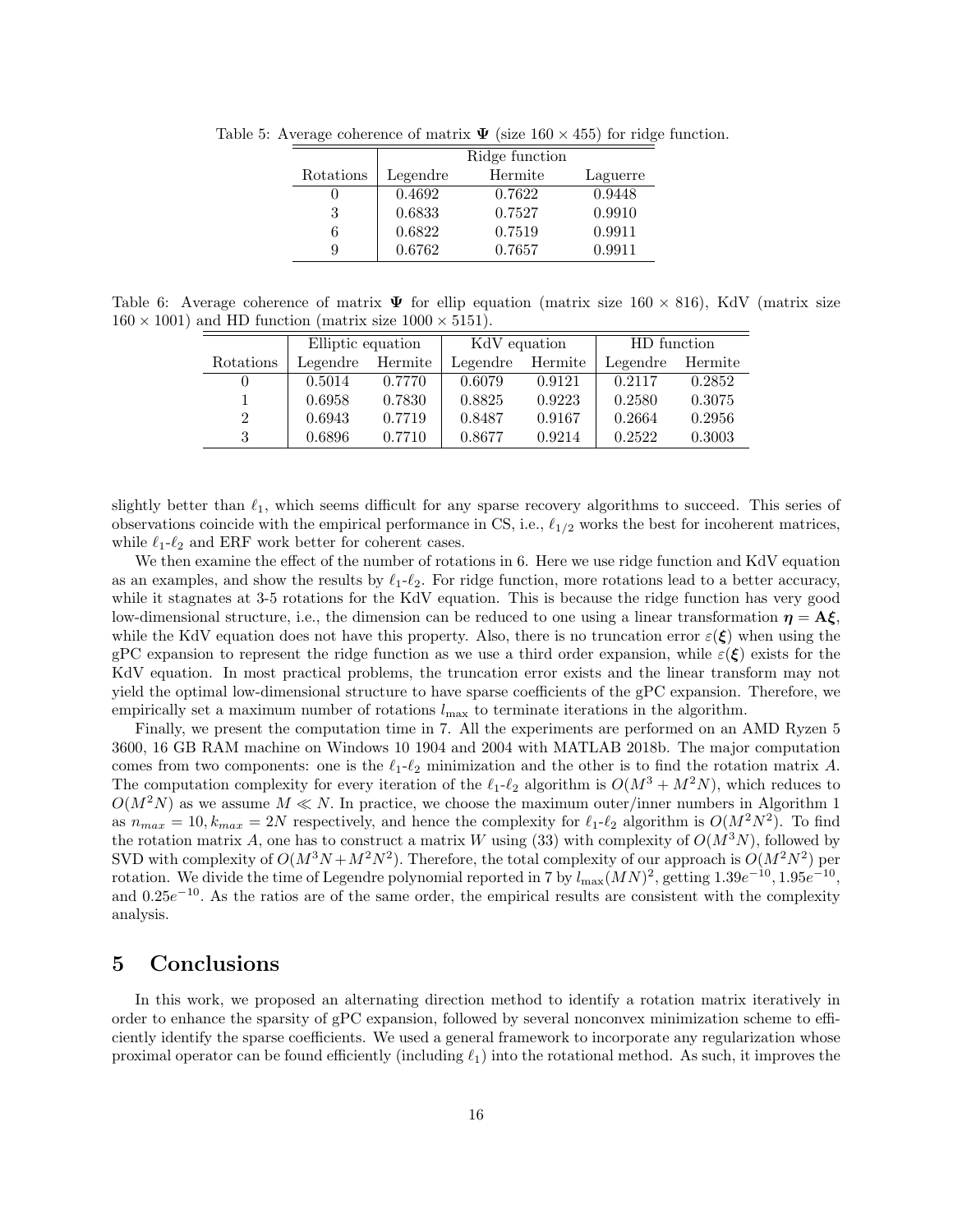Table 5: Average coherence of matrix $\mathbf{\Psi}$ (size $160 \times 455$) for ridge function.

| | Ridge function | | |
|---|---|---|---|
| Rotations | Legendre | Hermite | Laguerre |
| 0 | 0.4692 | 0.7622 | 0.9448 |
| 3 | 0.6833 | 0.7527 | 0.9910 |
| 6 | 0.6822 | 0.7519 | 0.9911 |
| 9 | 0.6762 | 0.7657 | 0.9911 |

Table 6: Average coherence of matrix $\mathbf{\Psi}$ for ellip equation (matrix size $160 \times 816$), KdV (matrix size $160 \times 1001$) and HD function (matrix size $1000 \times 5151$).

| | Elliptic equation | | KdV equation | | HD function | |
|---|---|---|---|---|---|---|
| Rotations | Legendre | Hermite | Legendre | Hermite | Legendre | Hermite |
| 0 | 0.5014 | 0.7770 | 0.6079 | 0.9121 | 0.2117 | 0.2852 |
| 1 | 0.6958 | 0.7830 | 0.8825 | 0.9223 | 0.2580 | 0.3075 |
| 2 | 0.6943 | 0.7719 | 0.8487 | 0.9167 | 0.2664 | 0.2956 |
| 3 | 0.6896 | 0.7710 | 0.8677 | 0.9214 | 0.2522 | 0.3003 |

slightly better than $\ell_1$, which seems difficult for any sparse recovery algorithms to succeed. This series of observations coincide with the empirical performance in CS, i.e., $\ell_{1/2}$ works the best for incoherent matrices, while $\ell_1$-$\ell_2$ and ERF work better for coherent cases.

We then examine the effect of the number of rotations in 6. Here we use ridge function and KdV equation as an examples, and show the results by $\ell_1$-$\ell_2$. For ridge function, more rotations lead to a better accuracy, while it stagnates at 3-5 rotations for the KdV equation. This is because the ridge function has very good low-dimensional structure, i.e., the dimension can be reduced to one using a linear transformation $\boldsymbol{\eta} = \mathbf{A}\boldsymbol{\xi}$, while the KdV equation does not have this property. Also, there is no truncation error $\varepsilon(\boldsymbol{\xi})$ when using the gPC expansion to represent the ridge function as we use a third order expansion, while $\varepsilon(\boldsymbol{\xi})$ exists for the KdV equation. In most practical problems, the truncation error exists and the linear transform may not yield the optimal low-dimensional structure to have sparse coefficients of the gPC expansion. Therefore, we empirically set a maximum number of rotations $l_{\max}$ to terminate iterations in the algorithm.

Finally, we present the computation time in 7. All the experiments are performed on an AMD Ryzen 5 3600, 16 GB RAM machine on Windows 10 1904 and 2004 with MATLAB 2018b. The major computation comes from two components: one is the $\ell_1$-$\ell_2$ minimization and the other is to find the rotation matrix $A$. The computation complexity for every iteration of the $\ell_1$-$\ell_2$ algorithm is $O(M^3 + M^2N)$, which reduces to $O(M^2N)$ as we assume $M \ll N$. In practice, we choose the maximum outer/inner numbers in Algorithm 1 as $n_{max} = 10, k_{max} = 2N$ respectively, and hence the complexity for $\ell_1$-$\ell_2$ algorithm is $O(M^2N^2)$. To find the rotation matrix $A$, one has to construct a matrix $W$ using (33) with complexity of $O(M^3N)$, followed by SVD with complexity of $O(M^3N + M^2N^2)$. Therefore, the total complexity of our approach is $O(M^2N^2)$ per rotation. We divide the time of Legendre polynomial reported in 7 by $l_{\max}(MN)^2$, getting $1.39e^{-10}, 1.95e^{-10}$, and $0.25e^{-10}$. As the ratios are of the same order, the empirical results are consistent with the complexity analysis.

# 5 Conclusions

In this work, we proposed an alternating direction method to identify a rotation matrix iteratively in order to enhance the sparsity of gPC expansion, followed by several nonconvex minimization scheme to efficiently identify the sparse coefficients. We used a general framework to incorporate any regularization whose proximal operator can be found efficiently (including $\ell_1$) into the rotational method. As such, it improves the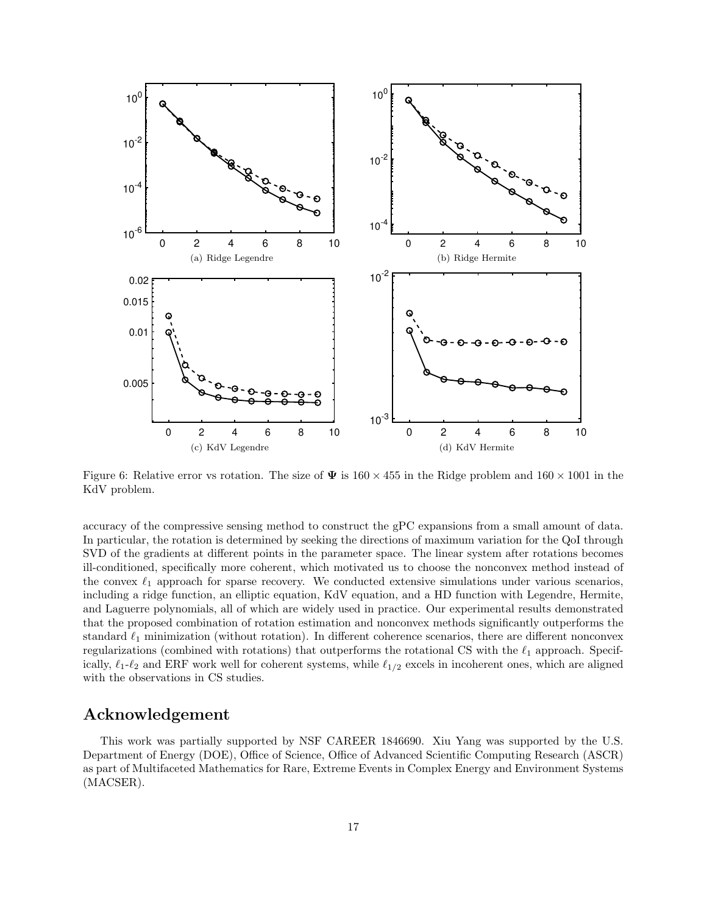Figure 6: Relative error vs rotation. The size of $\mathbf{\Psi}$ is $160 \times 455$ in the Ridge problem and $160 \times 1001$ in the KdV problem.

accuracy of the compressive sensing method to construct the gPC expansions from a small amount of data. In particular, the rotation is determined by seeking the directions of maximum variation for the QoI through SVD of the gradients at different points in the parameter space. The linear system after rotations becomes ill-conditioned, specifically more coherent, which motivated us to choose the nonconvex method instead of the convex $\ell_1$ approach for sparse recovery. We conducted extensive simulations under various scenarios, including a ridge function, an elliptic equation, KdV equation, and a HD function with Legendre, Hermite, and Laguerre polynomials, all of which are widely used in practice. Our experimental results demonstrated that the proposed combination of rotation estimation and nonconvex methods significantly outperforms the standard $\ell_1$ minimization (without rotation). In different coherence scenarios, there are different nonconvex regularizations (combined with rotations) that outperforms the rotational CS with the $\ell_1$ approach. Specifically, $\ell_1$-$\ell_2$ and ERF work well for coherent systems, while $\ell_{1/2}$ excels in incoherent ones, which are aligned with the observations in CS studies.

## Acknowledgement

This work was partially supported by NSF CAREER 1846690. Xiu Yang was supported by the U.S. Department of Energy (DOE), Office of Science, Office of Advanced Scientific Computing Research (ASCR) as part of Multifaceted Mathematics for Rare, Extreme Events in Complex Energy and Environment Systems (MACSER).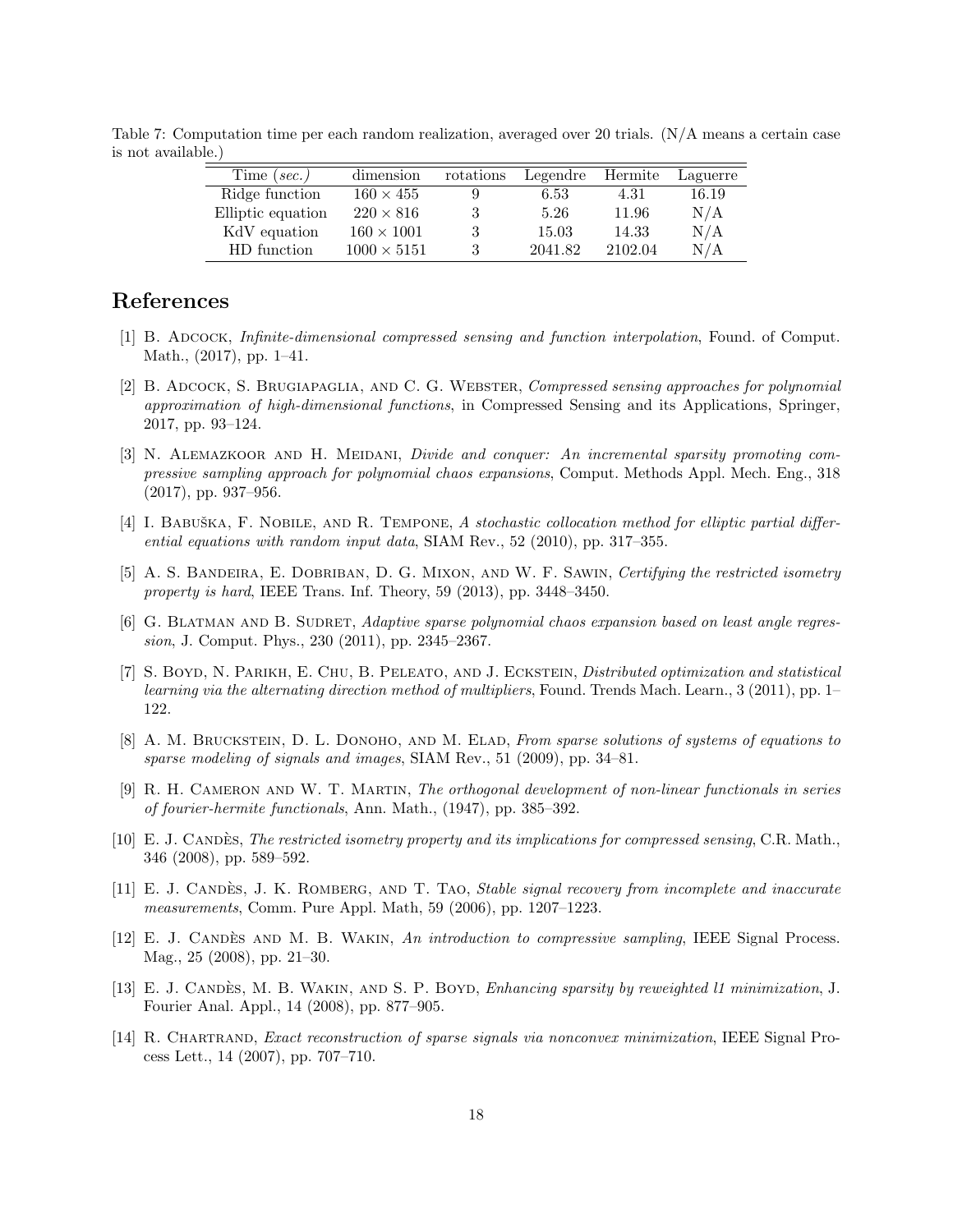Table 7: Computation time per each random realization, averaged over 20 trials. (N/A means a certain case is not available.)

| Time (*sec.*) | dimension | rotations | Legendre | Hermite | Laguerre |
|---|---|---|---|---|---|
| Ridge function | $160 \times 455$ | 9 | 6.53 | 4.31 | 16.19 |
| Elliptic equation | $220 \times 816$ | 3 | 5.26 | 11.96 | N/A |
| KdV equation | $160 \times 1001$ | 3 | 15.03 | 14.33 | N/A |
| HD function | $1000 \times 5151$ | 3 | 2041.82 | 2102.04 | N/A |

# References

[1] B. Adcock, *Infinite-dimensional compressed sensing and function interpolation*, Found. of Comput. Math., (2017), pp. 1–41.

[2] B. Adcock, S. Brugiapaglia, and C. G. Webster, *Compressed sensing approaches for polynomial approximation of high-dimensional functions*, in Compressed Sensing and its Applications, Springer, 2017, pp. 93–124.

[3] N. Alemazkoor and H. Meidani, *Divide and conquer: An incremental sparsity promoting compressive sampling approach for polynomial chaos expansions*, Comput. Methods Appl. Mech. Eng., 318 (2017), pp. 937–956.

[4] I. Babuška, F. Nobile, and R. Tempone, *A stochastic collocation method for elliptic partial differential equations with random input data*, SIAM Rev., 52 (2010), pp. 317–355.

[5] A. S. Bandeira, E. Dobriban, D. G. Mixon, and W. F. Sawin, *Certifying the restricted isometry property is hard*, IEEE Trans. Inf. Theory, 59 (2013), pp. 3448–3450.

[6] G. Blatman and B. Sudret, *Adaptive sparse polynomial chaos expansion based on least angle regression*, J. Comput. Phys., 230 (2011), pp. 2345–2367.

[7] S. Boyd, N. Parikh, E. Chu, B. Peleato, and J. Eckstein, *Distributed optimization and statistical learning via the alternating direction method of multipliers*, Found. Trends Mach. Learn., 3 (2011), pp. 1–122.

[8] A. M. Bruckstein, D. L. Donoho, and M. Elad, *From sparse solutions of systems of equations to sparse modeling of signals and images*, SIAM Rev., 51 (2009), pp. 34–81.

[9] R. H. Cameron and W. T. Martin, *The orthogonal development of non-linear functionals in series of fourier-hermite functionals*, Ann. Math., (1947), pp. 385–392.

[10] E. J. Candès, *The restricted isometry property and its implications for compressed sensing*, C.R. Math., 346 (2008), pp. 589–592.

[11] E. J. Candès, J. K. Romberg, and T. Tao, *Stable signal recovery from incomplete and inaccurate measurements*, Comm. Pure Appl. Math, 59 (2006), pp. 1207–1223.

[12] E. J. Candès and M. B. Wakin, *An introduction to compressive sampling*, IEEE Signal Process. Mag., 25 (2008), pp. 21–30.

[13] E. J. Candès, M. B. Wakin, and S. P. Boyd, *Enhancing sparsity by reweighted l1 minimization*, J. Fourier Anal. Appl., 14 (2008), pp. 877–905.

[14] R. Chartrand, *Exact reconstruction of sparse signals via nonconvex minimization*, IEEE Signal Process Lett., 14 (2007), pp. 707–710.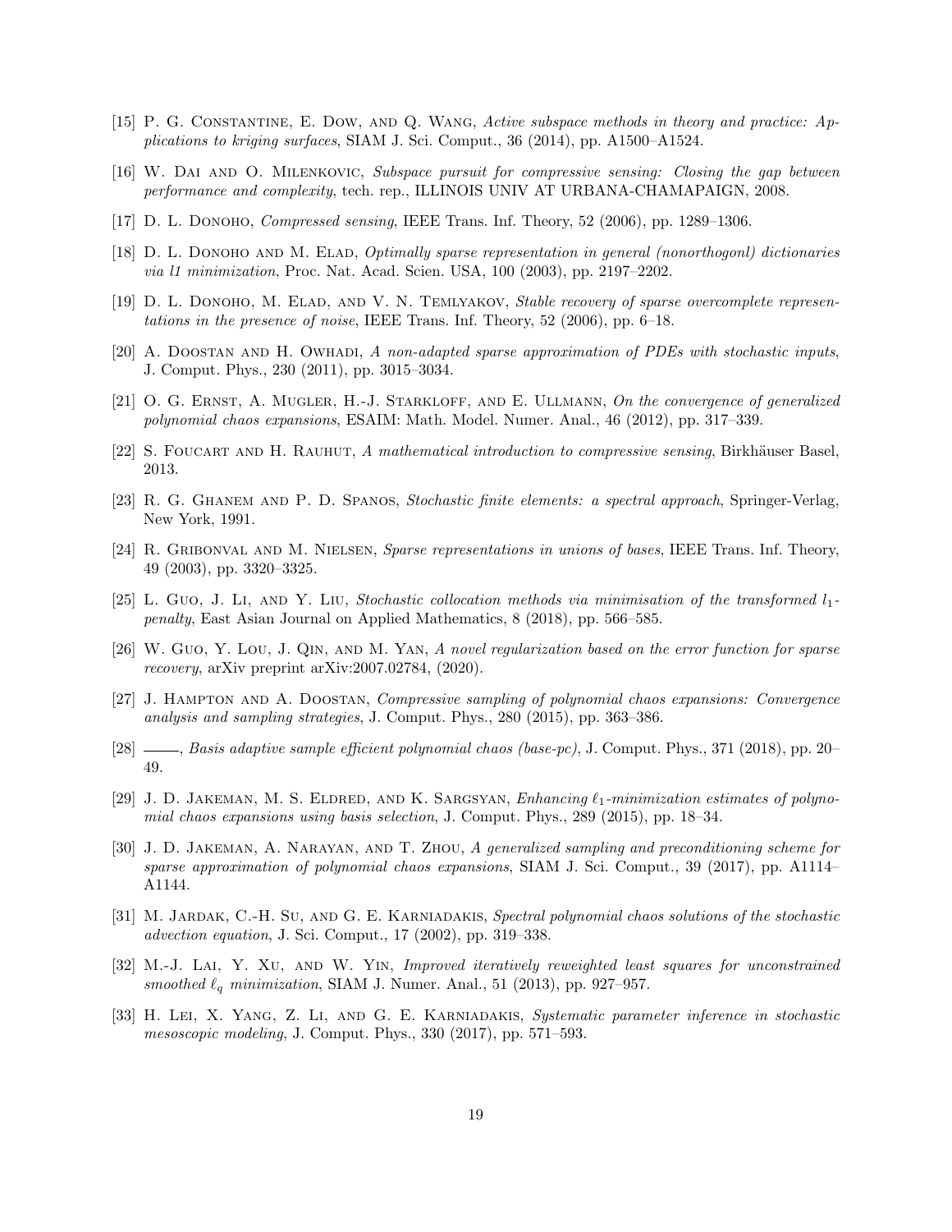[15] P. G. Constantine, E. Dow, and Q. Wang, *Active subspace methods in theory and practice: Applications to kriging surfaces*, SIAM J. Sci. Comput., 36 (2014), pp. A1500–A1524.

[16] W. Dai and O. Milenkovic, *Subspace pursuit for compressive sensing: Closing the gap between performance and complexity*, tech. rep., ILLINOIS UNIV AT URBANA-CHAMAPAIGN, 2008.

[17] D. L. Donoho, *Compressed sensing*, IEEE Trans. Inf. Theory, 52 (2006), pp. 1289–1306.

[18] D. L. Donoho and M. Elad, *Optimally sparse representation in general (nonorthogonl) dictionaries via l1 minimization*, Proc. Nat. Acad. Scien. USA, 100 (2003), pp. 2197–2202.

[19] D. L. Donoho, M. Elad, and V. N. Temlyakov, *Stable recovery of sparse overcomplete representations in the presence of noise*, IEEE Trans. Inf. Theory, 52 (2006), pp. 6–18.

[20] A. Doostan and H. Owhadi, *A non-adapted sparse approximation of PDEs with stochastic inputs*, J. Comput. Phys., 230 (2011), pp. 3015–3034.

[21] O. G. Ernst, A. Mugler, H.-J. Starkloff, and E. Ullmann, *On the convergence of generalized polynomial chaos expansions*, ESAIM: Math. Model. Numer. Anal., 46 (2012), pp. 317–339.

[22] S. Foucart and H. Rauhut, *A mathematical introduction to compressive sensing*, Birkhäuser Basel, 2013.

[23] R. G. Ghanem and P. D. Spanos, *Stochastic finite elements: a spectral approach*, Springer-Verlag, New York, 1991.

[24] R. Gribonval and M. Nielsen, *Sparse representations in unions of bases*, IEEE Trans. Inf. Theory, 49 (2003), pp. 3320–3325.

[25] L. Guo, J. Li, and Y. Liu, *Stochastic collocation methods via minimisation of the transformed $l_1$-penalty*, East Asian Journal on Applied Mathematics, 8 (2018), pp. 566–585.

[26] W. Guo, Y. Lou, J. Qin, and M. Yan, *A novel regularization based on the error function for sparse recovery*, arXiv preprint arXiv:2007.02784, (2020).

[27] J. Hampton and A. Doostan, *Compressive sampling of polynomial chaos expansions: Convergence analysis and sampling strategies*, J. Comput. Phys., 280 (2015), pp. 363–386.

[28] ——, *Basis adaptive sample efficient polynomial chaos (base-pc)*, J. Comput. Phys., 371 (2018), pp. 20–49.

[29] J. D. Jakeman, M. S. Eldred, and K. Sargsyan, *Enhancing $\ell_1$-minimization estimates of polynomial chaos expansions using basis selection*, J. Comput. Phys., 289 (2015), pp. 18–34.

[30] J. D. Jakeman, A. Narayan, and T. Zhou, *A generalized sampling and preconditioning scheme for sparse approximation of polynomial chaos expansions*, SIAM J. Sci. Comput., 39 (2017), pp. A1114–A1144.

[31] M. Jardak, C.-H. Su, and G. E. Karniadakis, *Spectral polynomial chaos solutions of the stochastic advection equation*, J. Sci. Comput., 17 (2002), pp. 319–338.

[32] M.-J. Lai, Y. Xu, and W. Yin, *Improved iteratively reweighted least squares for unconstrained smoothed $\ell_q$ minimization*, SIAM J. Numer. Anal., 51 (2013), pp. 927–957.

[33] H. Lei, X. Yang, Z. Li, and G. E. Karniadakis, *Systematic parameter inference in stochastic mesoscopic modeling*, J. Comput. Phys., 330 (2017), pp. 571–593.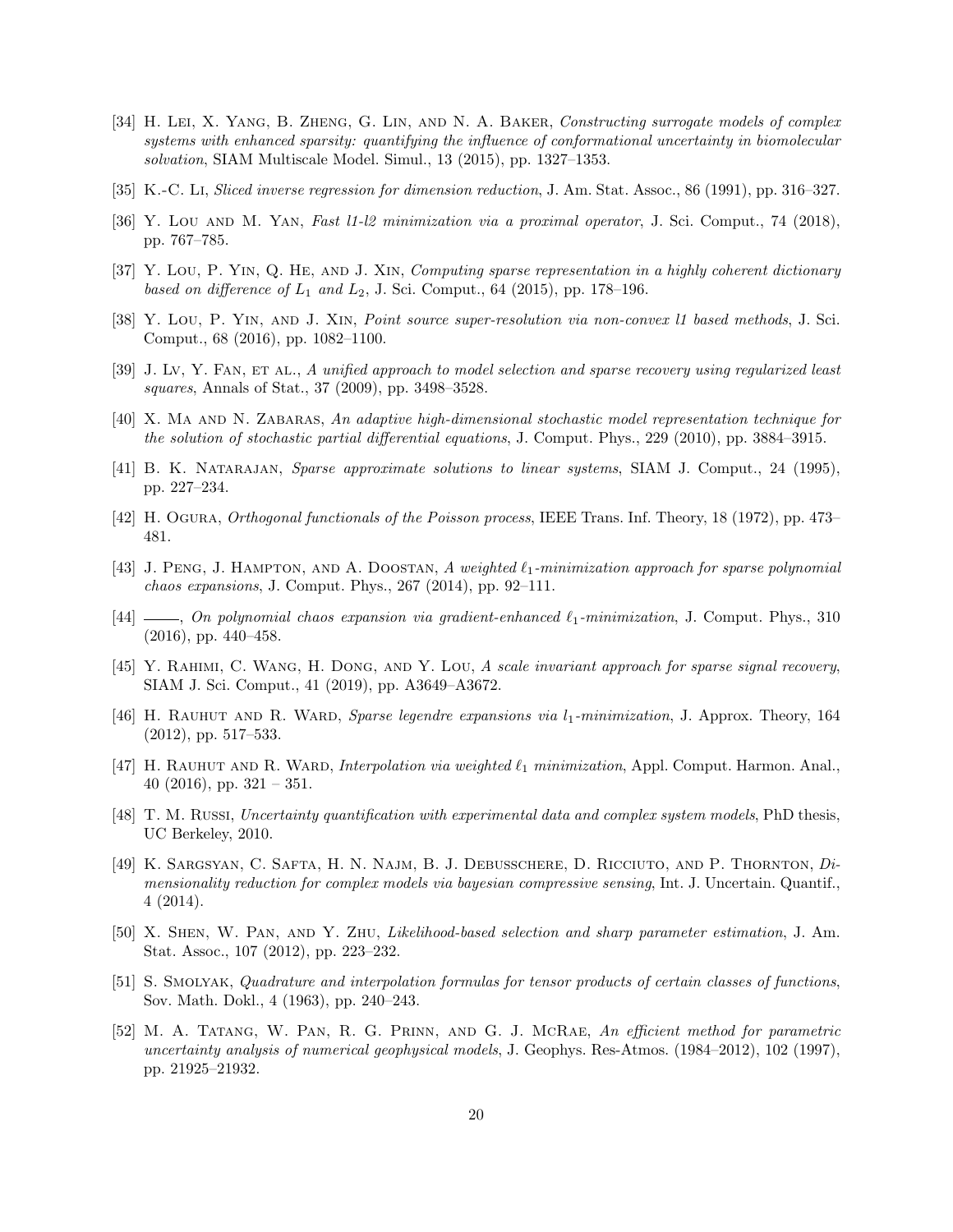[34] H. Lei, X. Yang, B. Zheng, G. Lin, and N. A. Baker, *Constructing surrogate models of complex systems with enhanced sparsity: quantifying the influence of conformational uncertainty in biomolecular solvation*, SIAM Multiscale Model. Simul., 13 (2015), pp. 1327–1353.

[35] K.-C. Li, *Sliced inverse regression for dimension reduction*, J. Am. Stat. Assoc., 86 (1991), pp. 316–327.

[36] Y. Lou and M. Yan, *Fast l1-l2 minimization via a proximal operator*, J. Sci. Comput., 74 (2018), pp. 767–785.

[37] Y. Lou, P. Yin, Q. He, and J. Xin, *Computing sparse representation in a highly coherent dictionary based on difference of $L_1$ and $L_2$*, J. Sci. Comput., 64 (2015), pp. 178–196.

[38] Y. Lou, P. Yin, and J. Xin, *Point source super-resolution via non-convex l1 based methods*, J. Sci. Comput., 68 (2016), pp. 1082–1100.

[39] J. Lv, Y. Fan, et al., *A unified approach to model selection and sparse recovery using regularized least squares*, Annals of Stat., 37 (2009), pp. 3498–3528.

[40] X. Ma and N. Zabaras, *An adaptive high-dimensional stochastic model representation technique for the solution of stochastic partial differential equations*, J. Comput. Phys., 229 (2010), pp. 3884–3915.

[41] B. K. Natarajan, *Sparse approximate solutions to linear systems*, SIAM J. Comput., 24 (1995), pp. 227–234.

[42] H. Ogura, *Orthogonal functionals of the Poisson process*, IEEE Trans. Inf. Theory, 18 (1972), pp. 473–481.

[43] J. Peng, J. Hampton, and A. Doostan, *A weighted $\ell_1$-minimization approach for sparse polynomial chaos expansions*, J. Comput. Phys., 267 (2014), pp. 92–111.

[44] ——, *On polynomial chaos expansion via gradient-enhanced $\ell_1$-minimization*, J. Comput. Phys., 310 (2016), pp. 440–458.

[45] Y. Rahimi, C. Wang, H. Dong, and Y. Lou, *A scale invariant approach for sparse signal recovery*, SIAM J. Sci. Comput., 41 (2019), pp. A3649–A3672.

[46] H. Rauhut and R. Ward, *Sparse legendre expansions via $l_1$-minimization*, J. Approx. Theory, 164 (2012), pp. 517–533.

[47] H. Rauhut and R. Ward, *Interpolation via weighted $\ell_1$ minimization*, Appl. Comput. Harmon. Anal., 40 (2016), pp. 321 – 351.

[48] T. M. Russi, *Uncertainty quantification with experimental data and complex system models*, PhD thesis, UC Berkeley, 2010.

[49] K. Sargsyan, C. Safta, H. N. Najm, B. J. Debusschere, D. Ricciuto, and P. Thornton, *Dimensionality reduction for complex models via bayesian compressive sensing*, Int. J. Uncertain. Quantif., 4 (2014).

[50] X. Shen, W. Pan, and Y. Zhu, *Likelihood-based selection and sharp parameter estimation*, J. Am. Stat. Assoc., 107 (2012), pp. 223–232.

[51] S. Smolyak, *Quadrature and interpolation formulas for tensor products of certain classes of functions*, Sov. Math. Dokl., 4 (1963), pp. 240–243.

[52] M. A. Tatang, W. Pan, R. G. Prinn, and G. J. McRae, *An efficient method for parametric uncertainty analysis of numerical geophysical models*, J. Geophys. Res-Atmos. (1984–2012), 102 (1997), pp. 21925–21932.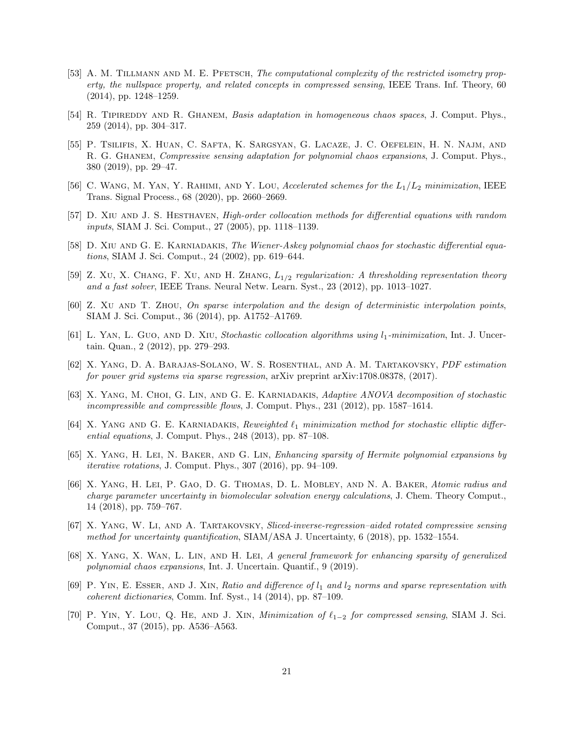[53] A. M. Tillmann and M. E. Pfetsch, *The computational complexity of the restricted isometry property, the nullspace property, and related concepts in compressed sensing*, IEEE Trans. Inf. Theory, 60 (2014), pp. 1248–1259.

[54] R. Tipireddy and R. Ghanem, *Basis adaptation in homogeneous chaos spaces*, J. Comput. Phys., 259 (2014), pp. 304–317.

[55] P. Tsilifis, X. Huan, C. Safta, K. Sargsyan, G. Lacaze, J. C. Oefelein, H. N. Najm, and R. G. Ghanem, *Compressive sensing adaptation for polynomial chaos expansions*, J. Comput. Phys., 380 (2019), pp. 29–47.

[56] C. Wang, M. Yan, Y. Rahimi, and Y. Lou, *Accelerated schemes for the $L_1/L_2$ minimization*, IEEE Trans. Signal Process., 68 (2020), pp. 2660–2669.

[57] D. Xiu and J. S. Hesthaven, *High-order collocation methods for differential equations with random inputs*, SIAM J. Sci. Comput., 27 (2005), pp. 1118–1139.

[58] D. Xiu and G. E. Karniadakis, *The Wiener-Askey polynomial chaos for stochastic differential equations*, SIAM J. Sci. Comput., 24 (2002), pp. 619–644.

[59] Z. Xu, X. Chang, F. Xu, and H. Zhang, *$L_{1/2}$ regularization: A thresholding representation theory and a fast solver*, IEEE Trans. Neural Netw. Learn. Syst., 23 (2012), pp. 1013–1027.

[60] Z. Xu and T. Zhou, *On sparse interpolation and the design of deterministic interpolation points*, SIAM J. Sci. Comput., 36 (2014), pp. A1752–A1769.

[61] L. Yan, L. Guo, and D. Xiu, *Stochastic collocation algorithms using $l_1$-minimization*, Int. J. Uncertain. Quan., 2 (2012), pp. 279–293.

[62] X. Yang, D. A. Barajas-Solano, W. S. Rosenthal, and A. M. Tartakovsky, *PDF estimation for power grid systems via sparse regression*, arXiv preprint arXiv:1708.08378, (2017).

[63] X. Yang, M. Choi, G. Lin, and G. E. Karniadakis, *Adaptive ANOVA decomposition of stochastic incompressible and compressible flows*, J. Comput. Phys., 231 (2012), pp. 1587–1614.

[64] X. Yang and G. E. Karniadakis, *Reweighted $\ell_1$ minimization method for stochastic elliptic differential equations*, J. Comput. Phys., 248 (2013), pp. 87–108.

[65] X. Yang, H. Lei, N. Baker, and G. Lin, *Enhancing sparsity of Hermite polynomial expansions by iterative rotations*, J. Comput. Phys., 307 (2016), pp. 94–109.

[66] X. Yang, H. Lei, P. Gao, D. G. Thomas, D. L. Mobley, and N. A. Baker, *Atomic radius and charge parameter uncertainty in biomolecular solvation energy calculations*, J. Chem. Theory Comput., 14 (2018), pp. 759–767.

[67] X. Yang, W. Li, and A. Tartakovsky, *Sliced-inverse-regression–aided rotated compressive sensing method for uncertainty quantification*, SIAM/ASA J. Uncertainty, 6 (2018), pp. 1532–1554.

[68] X. Yang, X. Wan, L. Lin, and H. Lei, *A general framework for enhancing sparsity of generalized polynomial chaos expansions*, Int. J. Uncertain. Quantif., 9 (2019).

[69] P. Yin, E. Esser, and J. Xin, *Ratio and difference of $l_1$ and $l_2$ norms and sparse representation with coherent dictionaries*, Comm. Inf. Syst., 14 (2014), pp. 87–109.

[70] P. Yin, Y. Lou, Q. He, and J. Xin, *Minimization of $\ell_{1-2}$ for compressed sensing*, SIAM J. Sci. Comput., 37 (2015), pp. A536–A563.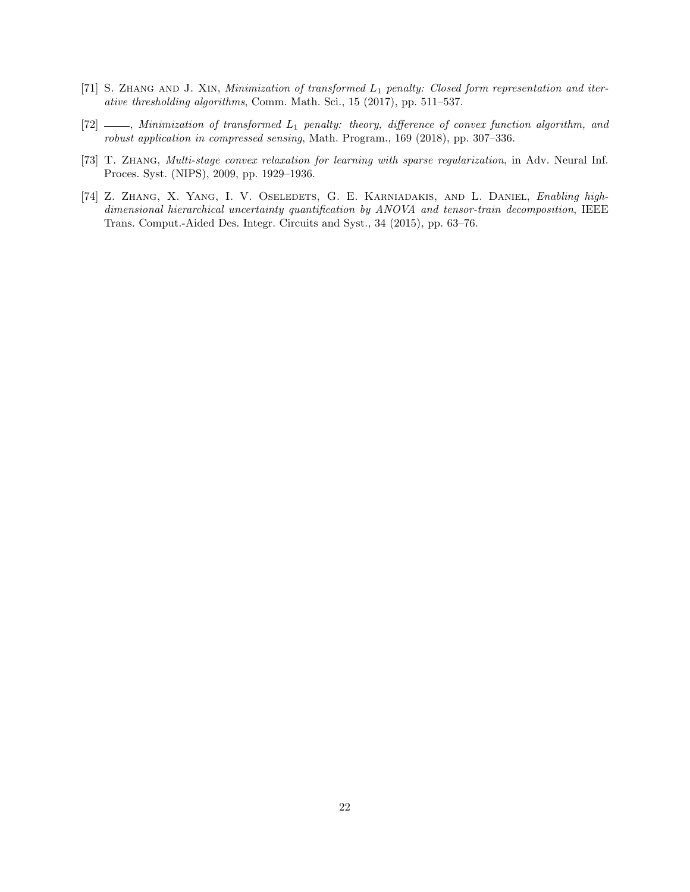[71] S. Zhang and J. Xin, *Minimization of transformed $L_1$ penalty: Closed form representation and iterative thresholding algorithms*, Comm. Math. Sci., 15 (2017), pp. 511–537.

[72] ——, *Minimization of transformed $L_1$ penalty: theory, difference of convex function algorithm, and robust application in compressed sensing*, Math. Program., 169 (2018), pp. 307–336.

[73] T. Zhang, *Multi-stage convex relaxation for learning with sparse regularization*, in Adv. Neural Inf. Proces. Syst. (NIPS), 2009, pp. 1929–1936.

[74] Z. Zhang, X. Yang, I. V. Oseledets, G. E. Karniadakis, and L. Daniel, *Enabling high-dimensional hierarchical uncertainty quantification by ANOVA and tensor-train decomposition*, IEEE Trans. Comput.-Aided Des. Integr. Circuits and Syst., 34 (2015), pp. 63–76.